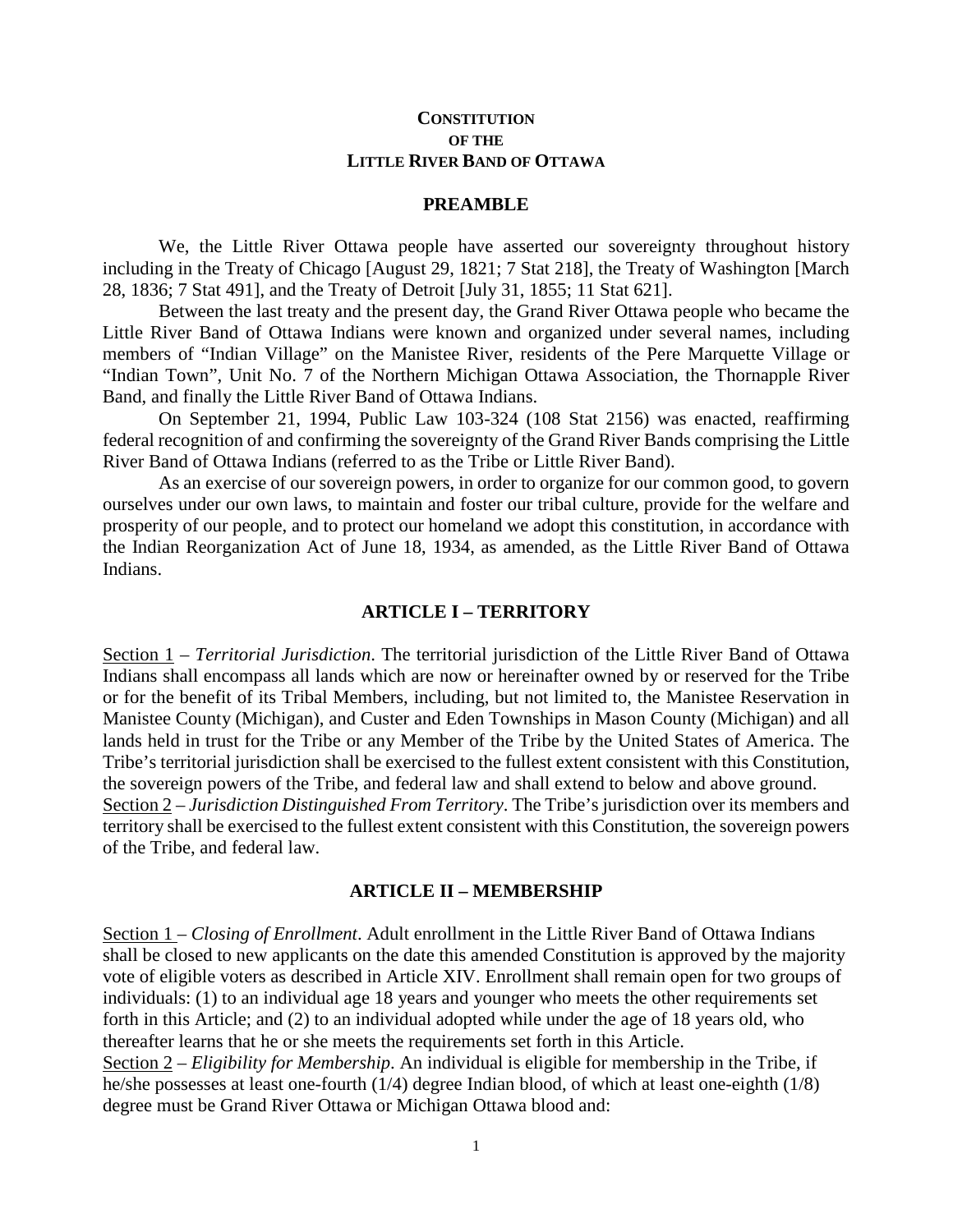# CONSTITUTION OF THE LITTLE RIVER BAND OF OTTAWA

## PREAMBLE

We, the Little River Ottawa people have asserted our sovereignty throughout history including in the Treaty of Chicago [August 29, 1821; 7 Stat 218], the Treaty of Washington [March 28, 1836; 7 Stat 491], and the Treaty of Detroit [July 31, 1855; 11 Stat 621].

Between the last treaty and the present day, the Grand River Ottawa people who became the Little River Band of Ottawa Indians were known and organized under several names, including members of "Indian Village" on the Manistee River, residents of the Pere Marquette Village or "Indian Town", Unit No. 7 of the Northern Michigan Ottawa Association, the Thornapple River Band, and finally the Little River Band of Ottawa Indians.

On September 21, 1994, Public Law 103-324 (108 Stat 2156) was enacted, reaffirming federal recognition of and confirming the sovereignty of the Grand River Bands comprising the Little River Band of Ottawa Indians (referred to as the Tribe or Little River Band).

As an exercise of our sovereign powers, in order to organize for our common good, to govern ourselves under our own laws, to maintain and foster our tribal culture, provide for the welfare and prosperity of our people, and to protect our homeland we adopt this constitution, in accordance with the Indian Reorganization Act of June 18, 1934, as amended, as the Little River Band of Ottawa Indians.

## ARTICLE I – TERRITORY

Section 1 – *Territorial Jurisdiction*. The territorial jurisdiction of the Little River Band of Ottawa Indians shall encompass all lands which are now or hereinafter owned by or reserved for the Tribe or for the benefit of its Tribal Members, including, but not limited to, the Manistee Reservation in Manistee County (Michigan), and Custer and Eden Townships in Mason County (Michigan) and all lands held in trust for the Tribe or any Member of the Tribe by the United States of America. The Tribe's territorial jurisdiction shall be exercised to the fullest extent consistent with this Constitution, the sovereign powers of the Tribe, and federal law and shall extend to below and above ground.

Section 2 – *Jurisdiction Distinguished From Territory*. The Tribe's jurisdiction over its members and territory shall be exercised to the fullest extent consistent with this Constitution, the sovereign powers of the Tribe, and federal law.

## ARTICLE II – MEMBERSHIP

Section 1 – *Closing of Enrollment*. Adult enrollment in the Little River Band of Ottawa Indians shall be closed to new applicants on the date this amended Constitution is approved by the majority vote of eligible voters as described in Article XIV. Enrollment shall remain open for two groups of individuals: (1) to an individual age 18 years and younger who meets the other requirements set forth in this Article; and (2) to an individual adopted while under the age of 18 years old, who thereafter learns that he or she meets the requirements set forth in this Article.

Section 2 – *Eligibility for Membership*. An individual is eligible for membership in the Tribe, if he/she possesses at least one-fourth (1/4) degree Indian blood, of which at least one-eighth (1/8) degree must be Grand River Ottawa or Michigan Ottawa blood and: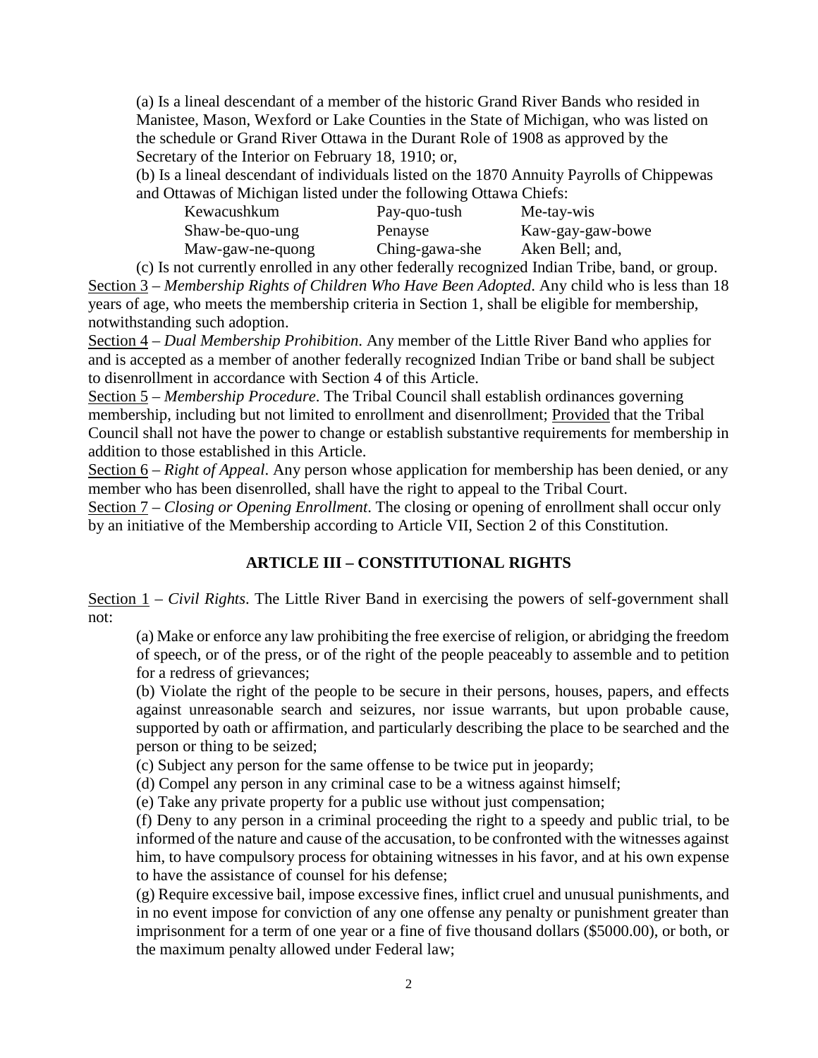(a) Is a lineal descendant of a member of the historic Grand River Bands who resided in Manistee, Mason, Wexford or Lake Counties in the State of Michigan, who was listed on the schedule or Grand River Ottawa in the Durant Role of 1908 as approved by the Secretary of the Interior on February 18, 1910; or,

(b) Is a lineal descendant of individuals listed on the 1870 Annuity Payrolls of Chippewas and Ottawas of Michigan listed under the following Ottawa Chiefs:

| | | |
|---|---|---|
| Kewacushkum | Pay-quo-tush | Me-tay-wis |
| Shaw-be-quo-ung | Penayse | Kaw-gay-gaw-bowe |
| Maw-gaw-ne-quong | Ching-gawa-she | Aken Bell; and, |

(c) Is not currently enrolled in any other federally recognized Indian Tribe, band, or group.

Section 3 – *Membership Rights of Children Who Have Been Adopted*. Any child who is less than 18 years of age, who meets the membership criteria in Section 1, shall be eligible for membership, notwithstanding such adoption.

Section 4 – *Dual Membership Prohibition*. Any member of the Little River Band who applies for and is accepted as a member of another federally recognized Indian Tribe or band shall be subject to disenrollment in accordance with Section 4 of this Article.

Section 5 – *Membership Procedure*. The Tribal Council shall establish ordinances governing membership, including but not limited to enrollment and disenrollment; Provided that the Tribal Council shall not have the power to change or establish substantive requirements for membership in addition to those established in this Article.

Section 6 – *Right of Appeal*. Any person whose application for membership has been denied, or any member who has been disenrolled, shall have the right to appeal to the Tribal Court.

Section 7 – *Closing or Opening Enrollment*. The closing or opening of enrollment shall occur only by an initiative of the Membership according to Article VII, Section 2 of this Constitution.

## ARTICLE III – CONSTITUTIONAL RIGHTS

Section 1 – *Civil Rights*. The Little River Band in exercising the powers of self-government shall not:

(a) Make or enforce any law prohibiting the free exercise of religion, or abridging the freedom of speech, or of the press, or of the right of the people peaceably to assemble and to petition for a redress of grievances;

(b) Violate the right of the people to be secure in their persons, houses, papers, and effects against unreasonable search and seizures, nor issue warrants, but upon probable cause, supported by oath or affirmation, and particularly describing the place to be searched and the person or thing to be seized;

(c) Subject any person for the same offense to be twice put in jeopardy;

(d) Compel any person in any criminal case to be a witness against himself;

(e) Take any private property for a public use without just compensation;

(f) Deny to any person in a criminal proceeding the right to a speedy and public trial, to be informed of the nature and cause of the accusation, to be confronted with the witnesses against him, to have compulsory process for obtaining witnesses in his favor, and at his own expense to have the assistance of counsel for his defense;

(g) Require excessive bail, impose excessive fines, inflict cruel and unusual punishments, and in no event impose for conviction of any one offense any penalty or punishment greater than imprisonment for a term of one year or a fine of five thousand dollars ($5000.00), or both, or the maximum penalty allowed under Federal law;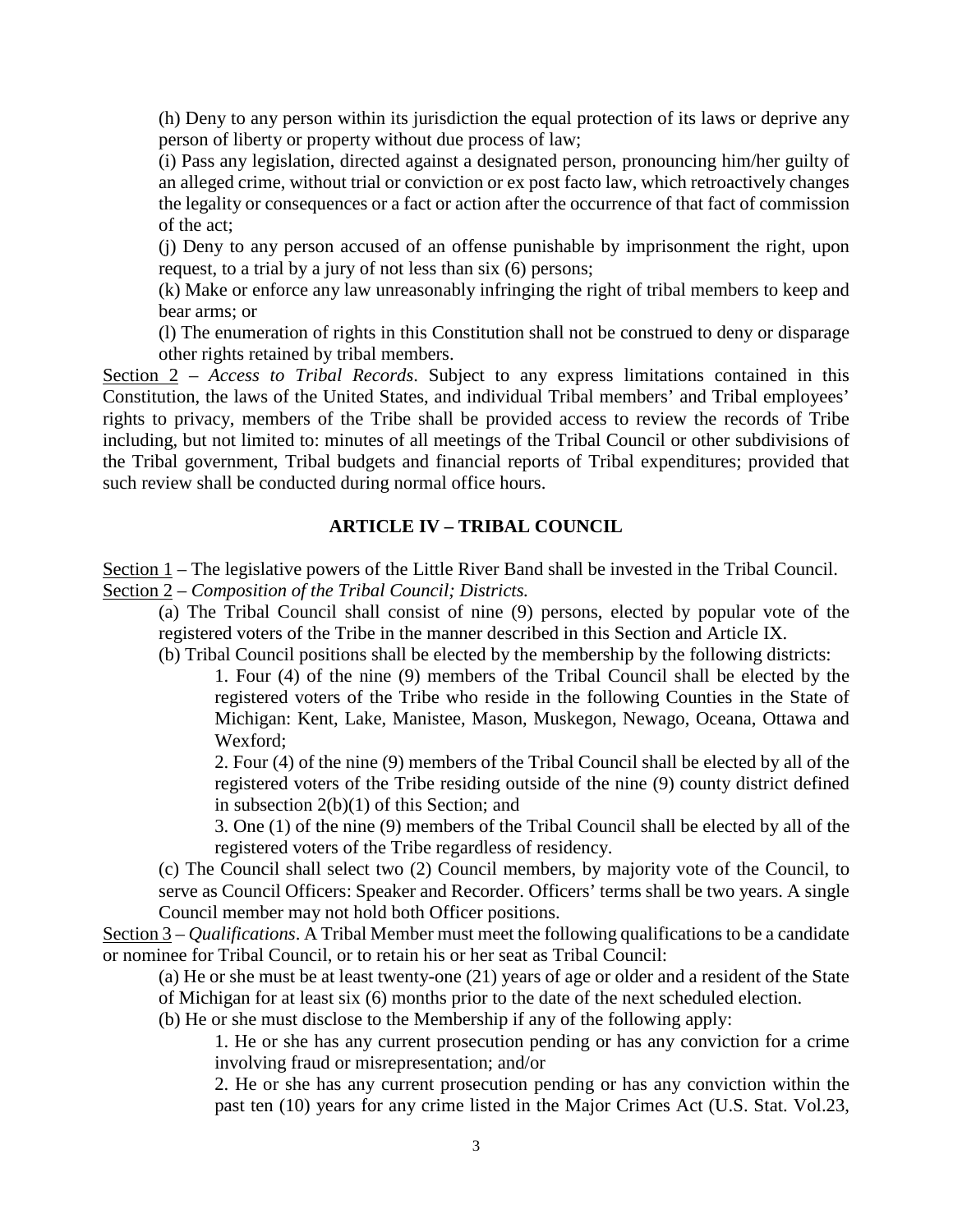(h) Deny to any person within its jurisdiction the equal protection of its laws or deprive any person of liberty or property without due process of law;

(i) Pass any legislation, directed against a designated person, pronouncing him/her guilty of an alleged crime, without trial or conviction or ex post facto law, which retroactively changes the legality or consequences or a fact or action after the occurrence of that fact of commission of the act;

(j) Deny to any person accused of an offense punishable by imprisonment the right, upon request, to a trial by a jury of not less than six (6) persons;

(k) Make or enforce any law unreasonably infringing the right of tribal members to keep and bear arms; or

(l) The enumeration of rights in this Constitution shall not be construed to deny or disparage other rights retained by tribal members.

<u>Section 2</u> – *Access to Tribal Records*. Subject to any express limitations contained in this Constitution, the laws of the United States, and individual Tribal members' and Tribal employees' rights to privacy, members of the Tribe shall be provided access to review the records of Tribe including, but not limited to: minutes of all meetings of the Tribal Council or other subdivisions of the Tribal government, Tribal budgets and financial reports of Tribal expenditures; provided that such review shall be conducted during normal office hours.

## ARTICLE IV – TRIBAL COUNCIL

<u>Section 1</u> – The legislative powers of the Little River Band shall be invested in the Tribal Council.

<u>Section 2</u> – *Composition of the Tribal Council; Districts.*

(a) The Tribal Council shall consist of nine (9) persons, elected by popular vote of the registered voters of the Tribe in the manner described in this Section and Article IX.

(b) Tribal Council positions shall be elected by the membership by the following districts:

1. Four (4) of the nine (9) members of the Tribal Council shall be elected by the registered voters of the Tribe who reside in the following Counties in the State of Michigan: Kent, Lake, Manistee, Mason, Muskegon, Newago, Oceana, Ottawa and Wexford;

2. Four (4) of the nine (9) members of the Tribal Council shall be elected by all of the registered voters of the Tribe residing outside of the nine (9) county district defined in subsection 2(b)(1) of this Section; and

3. One (1) of the nine (9) members of the Tribal Council shall be elected by all of the registered voters of the Tribe regardless of residency.

(c) The Council shall select two (2) Council members, by majority vote of the Council, to serve as Council Officers: Speaker and Recorder. Officers' terms shall be two years. A single Council member may not hold both Officer positions.

<u>Section 3</u> – *Qualifications*. A Tribal Member must meet the following qualifications to be a candidate or nominee for Tribal Council, or to retain his or her seat as Tribal Council:

(a) He or she must be at least twenty-one (21) years of age or older and a resident of the State of Michigan for at least six (6) months prior to the date of the next scheduled election.

(b) He or she must disclose to the Membership if any of the following apply:

1. He or she has any current prosecution pending or has any conviction for a crime involving fraud or misrepresentation; and/or

2. He or she has any current prosecution pending or has any conviction within the past ten (10) years for any crime listed in the Major Crimes Act (U.S. Stat. Vol.23,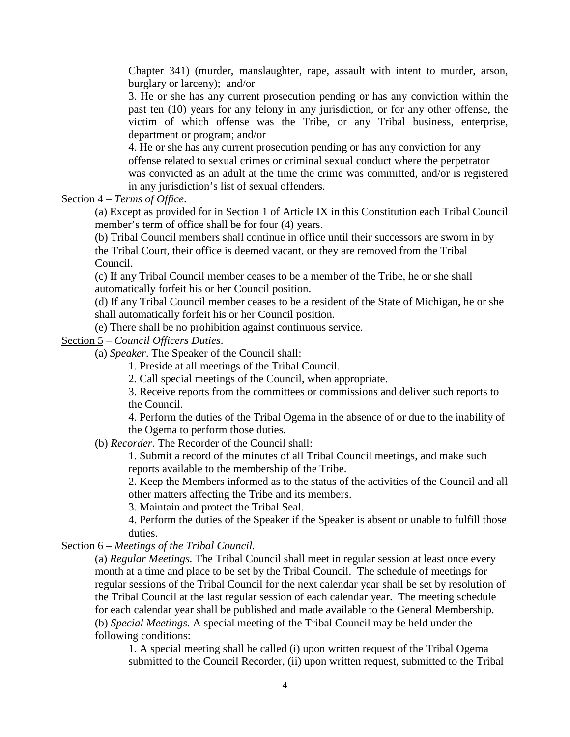Chapter 341) (murder, manslaughter, rape, assault with intent to murder, arson, burglary or larceny); and/or

3. He or she has any current prosecution pending or has any conviction within the past ten (10) years for any felony in any jurisdiction, or for any other offense, the victim of which offense was the Tribe, or any Tribal business, enterprise, department or program; and/or

4. He or she has any current prosecution pending or has any conviction for any offense related to sexual crimes or criminal sexual conduct where the perpetrator was convicted as an adult at the time the crime was committed, and/or is registered in any jurisdiction's list of sexual offenders.

<u>Section 4</u> – *Terms of Office*.

(a) Except as provided for in Section 1 of Article IX in this Constitution each Tribal Council member's term of office shall be for four (4) years.

(b) Tribal Council members shall continue in office until their successors are sworn in by the Tribal Court, their office is deemed vacant, or they are removed from the Tribal Council.

(c) If any Tribal Council member ceases to be a member of the Tribe, he or she shall automatically forfeit his or her Council position.

(d) If any Tribal Council member ceases to be a resident of the State of Michigan, he or she shall automatically forfeit his or her Council position.

(e) There shall be no prohibition against continuous service.

<u>Section 5</u> – *Council Officers Duties*.

(a) *Speaker*. The Speaker of the Council shall:

1. Preside at all meetings of the Tribal Council.

2. Call special meetings of the Council, when appropriate.

3. Receive reports from the committees or commissions and deliver such reports to the Council.

4. Perform the duties of the Tribal Ogema in the absence of or due to the inability of the Ogema to perform those duties.

(b) *Recorder*. The Recorder of the Council shall:

1. Submit a record of the minutes of all Tribal Council meetings, and make such reports available to the membership of the Tribe.

2. Keep the Members informed as to the status of the activities of the Council and all other matters affecting the Tribe and its members.

3. Maintain and protect the Tribal Seal.

4. Perform the duties of the Speaker if the Speaker is absent or unable to fulfill those duties.

<u>Section 6</u> – *Meetings of the Tribal Council.*

(a) *Regular Meetings.* The Tribal Council shall meet in regular session at least once every month at a time and place to be set by the Tribal Council. The schedule of meetings for regular sessions of the Tribal Council for the next calendar year shall be set by resolution of the Tribal Council at the last regular session of each calendar year. The meeting schedule for each calendar year shall be published and made available to the General Membership.

(b) *Special Meetings.* A special meeting of the Tribal Council may be held under the following conditions:

1. A special meeting shall be called (i) upon written request of the Tribal Ogema submitted to the Council Recorder, (ii) upon written request, submitted to the Tribal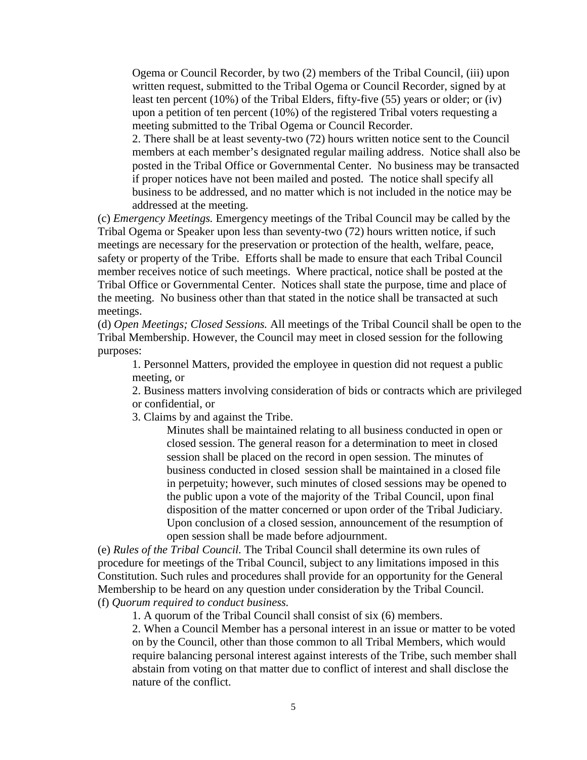Ogema or Council Recorder, by two (2) members of the Tribal Council, (iii) upon written request, submitted to the Tribal Ogema or Council Recorder, signed by at least ten percent (10%) of the Tribal Elders, fifty-five (55) years or older; or (iv) upon a petition of ten percent (10%) of the registered Tribal voters requesting a meeting submitted to the Tribal Ogema or Council Recorder.

2. There shall be at least seventy-two (72) hours written notice sent to the Council members at each member's designated regular mailing address. Notice shall also be posted in the Tribal Office or Governmental Center. No business may be transacted if proper notices have not been mailed and posted. The notice shall specify all business to be addressed, and no matter which is not included in the notice may be addressed at the meeting.

(c) *Emergency Meetings.* Emergency meetings of the Tribal Council may be called by the Tribal Ogema or Speaker upon less than seventy-two (72) hours written notice, if such meetings are necessary for the preservation or protection of the health, welfare, peace, safety or property of the Tribe. Efforts shall be made to ensure that each Tribal Council member receives notice of such meetings. Where practical, notice shall be posted at the Tribal Office or Governmental Center. Notices shall state the purpose, time and place of the meeting. No business other than that stated in the notice shall be transacted at such meetings.

(d) *Open Meetings; Closed Sessions.* All meetings of the Tribal Council shall be open to the Tribal Membership. However, the Council may meet in closed session for the following purposes:

1. Personnel Matters, provided the employee in question did not request a public meeting, or

2. Business matters involving consideration of bids or contracts which are privileged or confidential, or

3. Claims by and against the Tribe.

Minutes shall be maintained relating to all business conducted in open or closed session. The general reason for a determination to meet in closed session shall be placed on the record in open session. The minutes of business conducted in closed session shall be maintained in a closed file in perpetuity; however, such minutes of closed sessions may be opened to the public upon a vote of the majority of the Tribal Council, upon final disposition of the matter concerned or upon order of the Tribal Judiciary. Upon conclusion of a closed session, announcement of the resumption of open session shall be made before adjournment.

(e) *Rules of the Tribal Council.* The Tribal Council shall determine its own rules of procedure for meetings of the Tribal Council, subject to any limitations imposed in this Constitution. Such rules and procedures shall provide for an opportunity for the General Membership to be heard on any question under consideration by the Tribal Council.

(f) *Quorum required to conduct business.*

1. A quorum of the Tribal Council shall consist of six (6) members.

2. When a Council Member has a personal interest in an issue or matter to be voted on by the Council, other than those common to all Tribal Members, which would require balancing personal interest against interests of the Tribe, such member shall abstain from voting on that matter due to conflict of interest and shall disclose the nature of the conflict.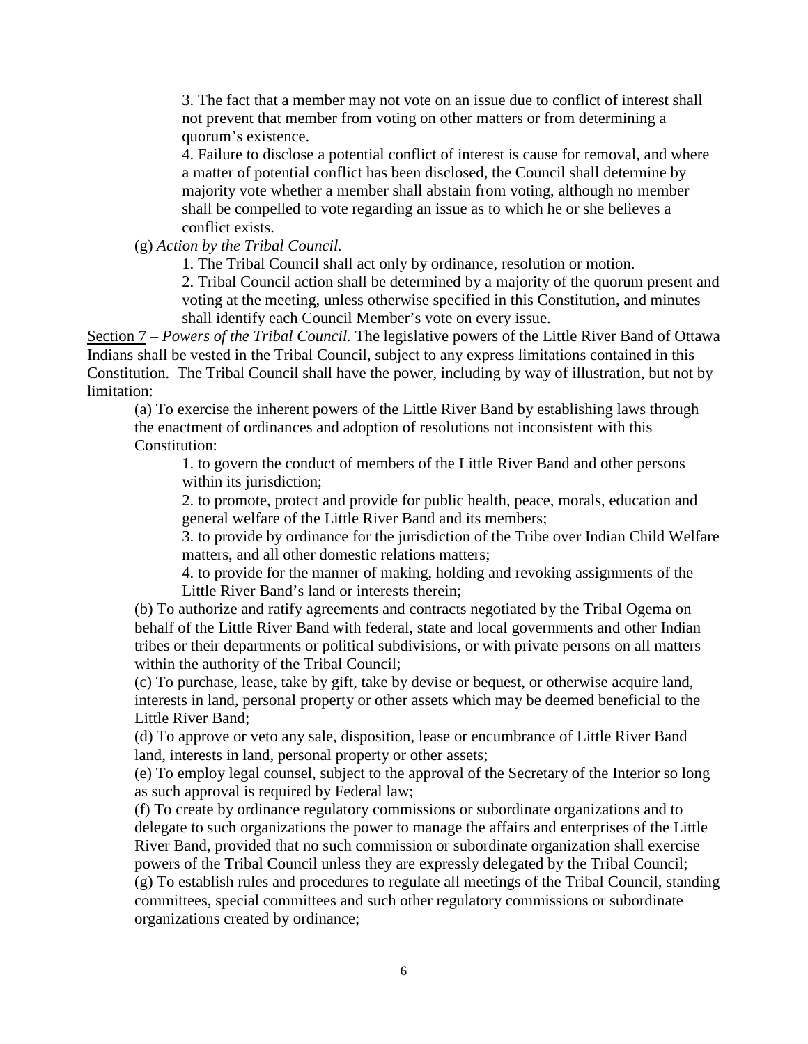3. The fact that a member may not vote on an issue due to conflict of interest shall not prevent that member from voting on other matters or from determining a quorum's existence.

4. Failure to disclose a potential conflict of interest is cause for removal, and where a matter of potential conflict has been disclosed, the Council shall determine by majority vote whether a member shall abstain from voting, although no member shall be compelled to vote regarding an issue as to which he or she believes a conflict exists.

(g) *Action by the Tribal Council.*

1. The Tribal Council shall act only by ordinance, resolution or motion.

2. Tribal Council action shall be determined by a majority of the quorum present and voting at the meeting, unless otherwise specified in this Constitution, and minutes shall identify each Council Member's vote on every issue.

<u>Section 7</u> – *Powers of the Tribal Council.* The legislative powers of the Little River Band of Ottawa Indians shall be vested in the Tribal Council, subject to any express limitations contained in this Constitution. The Tribal Council shall have the power, including by way of illustration, but not by limitation:

(a) To exercise the inherent powers of the Little River Band by establishing laws through the enactment of ordinances and adoption of resolutions not inconsistent with this Constitution:

1. to govern the conduct of members of the Little River Band and other persons within its jurisdiction;

2. to promote, protect and provide for public health, peace, morals, education and general welfare of the Little River Band and its members;

3. to provide by ordinance for the jurisdiction of the Tribe over Indian Child Welfare matters, and all other domestic relations matters;

4. to provide for the manner of making, holding and revoking assignments of the Little River Band's land or interests therein;

(b) To authorize and ratify agreements and contracts negotiated by the Tribal Ogema on behalf of the Little River Band with federal, state and local governments and other Indian tribes or their departments or political subdivisions, or with private persons on all matters within the authority of the Tribal Council;

(c) To purchase, lease, take by gift, take by devise or bequest, or otherwise acquire land, interests in land, personal property or other assets which may be deemed beneficial to the Little River Band;

(d) To approve or veto any sale, disposition, lease or encumbrance of Little River Band land, interests in land, personal property or other assets;

(e) To employ legal counsel, subject to the approval of the Secretary of the Interior so long as such approval is required by Federal law;

(f) To create by ordinance regulatory commissions or subordinate organizations and to delegate to such organizations the power to manage the affairs and enterprises of the Little River Band, provided that no such commission or subordinate organization shall exercise powers of the Tribal Council unless they are expressly delegated by the Tribal Council;

(g) To establish rules and procedures to regulate all meetings of the Tribal Council, standing committees, special committees and such other regulatory commissions or subordinate organizations created by ordinance;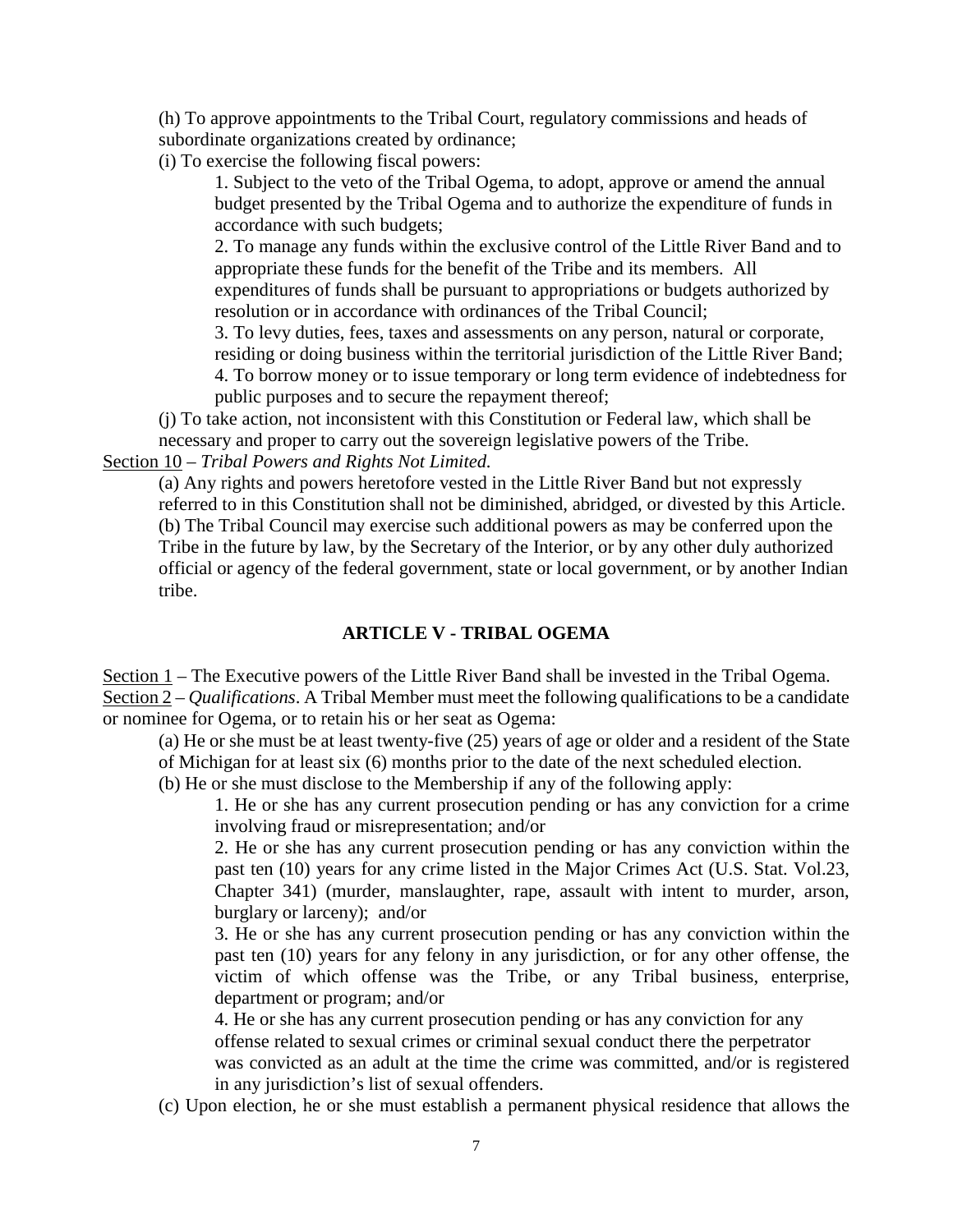(h) To approve appointments to the Tribal Court, regulatory commissions and heads of subordinate organizations created by ordinance;

(i) To exercise the following fiscal powers:

1. Subject to the veto of the Tribal Ogema, to adopt, approve or amend the annual budget presented by the Tribal Ogema and to authorize the expenditure of funds in accordance with such budgets;

2. To manage any funds within the exclusive control of the Little River Band and to appropriate these funds for the benefit of the Tribe and its members. All expenditures of funds shall be pursuant to appropriations or budgets authorized by resolution or in accordance with ordinances of the Tribal Council;

3. To levy duties, fees, taxes and assessments on any person, natural or corporate, residing or doing business within the territorial jurisdiction of the Little River Band;

4. To borrow money or to issue temporary or long term evidence of indebtedness for public purposes and to secure the repayment thereof;

(j) To take action, not inconsistent with this Constitution or Federal law, which shall be necessary and proper to carry out the sovereign legislative powers of the Tribe.

Section 10 – *Tribal Powers and Rights Not Limited.*

(a) Any rights and powers heretofore vested in the Little River Band but not expressly referred to in this Constitution shall not be diminished, abridged, or divested by this Article.

(b) The Tribal Council may exercise such additional powers as may be conferred upon the Tribe in the future by law, by the Secretary of the Interior, or by any other duly authorized official or agency of the federal government, state or local government, or by another Indian tribe.

## ARTICLE V - TRIBAL OGEMA

Section 1 – The Executive powers of the Little River Band shall be invested in the Tribal Ogema.

Section 2 – *Qualifications*. A Tribal Member must meet the following qualifications to be a candidate or nominee for Ogema, or to retain his or her seat as Ogema:

(a) He or she must be at least twenty-five (25) years of age or older and a resident of the State of Michigan for at least six (6) months prior to the date of the next scheduled election.

(b) He or she must disclose to the Membership if any of the following apply:

1. He or she has any current prosecution pending or has any conviction for a crime involving fraud or misrepresentation; and/or

2. He or she has any current prosecution pending or has any conviction within the past ten (10) years for any crime listed in the Major Crimes Act (U.S. Stat. Vol.23, Chapter 341) (murder, manslaughter, rape, assault with intent to murder, arson, burglary or larceny); and/or

3. He or she has any current prosecution pending or has any conviction within the past ten (10) years for any felony in any jurisdiction, or for any other offense, the victim of which offense was the Tribe, or any Tribal business, enterprise, department or program; and/or

4. He or she has any current prosecution pending or has any conviction for any offense related to sexual crimes or criminal sexual conduct there the perpetrator was convicted as an adult at the time the crime was committed, and/or is registered in any jurisdiction's list of sexual offenders.

(c) Upon election, he or she must establish a permanent physical residence that allows the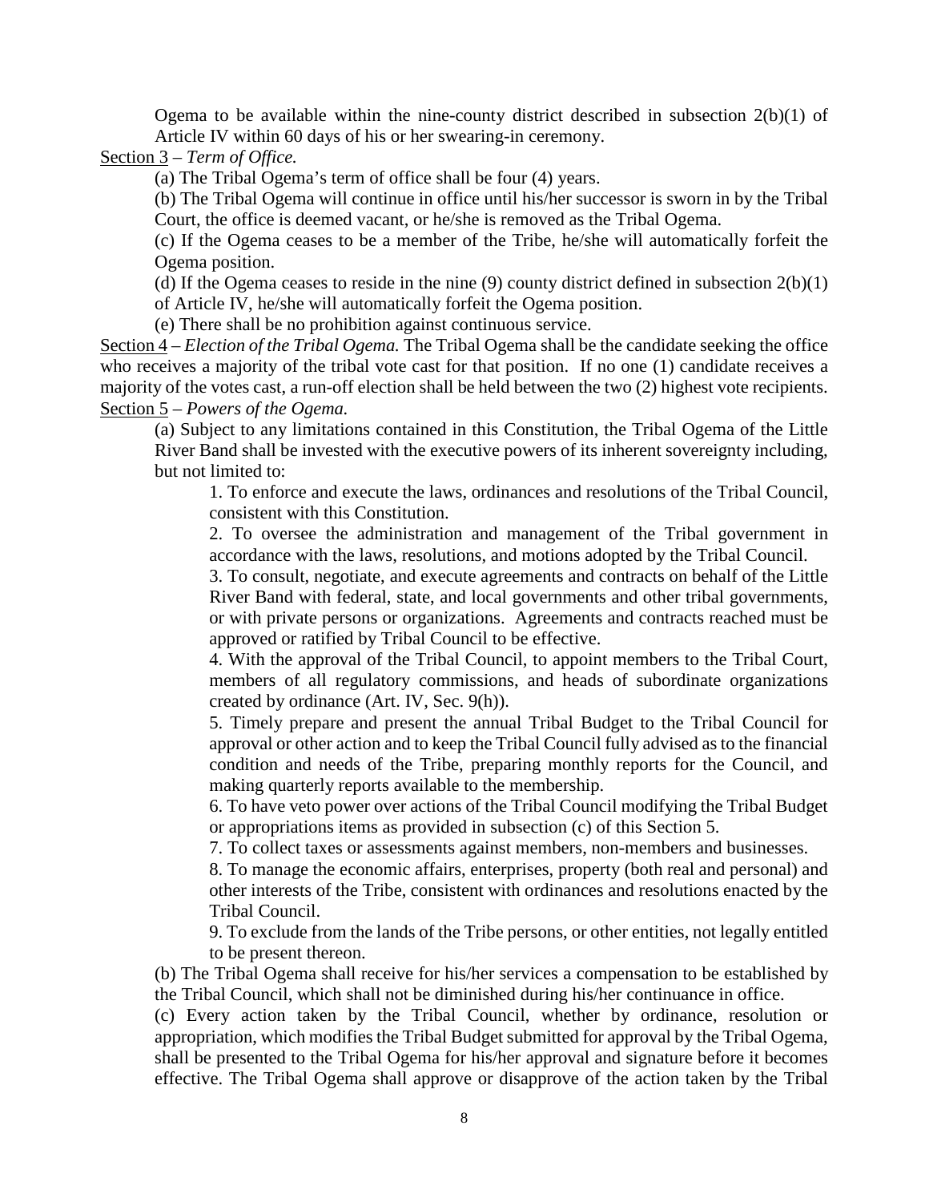Ogema to be available within the nine-county district described in subsection 2(b)(1) of Article IV within 60 days of his or her swearing-in ceremony.

<u>Section 3</u> – *Term of Office.*

(a) The Tribal Ogema's term of office shall be four (4) years.

(b) The Tribal Ogema will continue in office until his/her successor is sworn in by the Tribal Court, the office is deemed vacant, or he/she is removed as the Tribal Ogema.

(c) If the Ogema ceases to be a member of the Tribe, he/she will automatically forfeit the Ogema position.

(d) If the Ogema ceases to reside in the nine (9) county district defined in subsection 2(b)(1) of Article IV, he/she will automatically forfeit the Ogema position.

(e) There shall be no prohibition against continuous service.

<u>Section 4</u> – *Election of the Tribal Ogema.* The Tribal Ogema shall be the candidate seeking the office who receives a majority of the tribal vote cast for that position. If no one (1) candidate receives a majority of the votes cast, a run-off election shall be held between the two (2) highest vote recipients.

<u>Section 5</u> – *Powers of the Ogema.*

(a) Subject to any limitations contained in this Constitution, the Tribal Ogema of the Little River Band shall be invested with the executive powers of its inherent sovereignty including, but not limited to:

1. To enforce and execute the laws, ordinances and resolutions of the Tribal Council, consistent with this Constitution.

2. To oversee the administration and management of the Tribal government in accordance with the laws, resolutions, and motions adopted by the Tribal Council.

3. To consult, negotiate, and execute agreements and contracts on behalf of the Little River Band with federal, state, and local governments and other tribal governments, or with private persons or organizations. Agreements and contracts reached must be approved or ratified by Tribal Council to be effective.

4. With the approval of the Tribal Council, to appoint members to the Tribal Court, members of all regulatory commissions, and heads of subordinate organizations created by ordinance (Art. IV, Sec. 9(h)).

5. Timely prepare and present the annual Tribal Budget to the Tribal Council for approval or other action and to keep the Tribal Council fully advised as to the financial condition and needs of the Tribe, preparing monthly reports for the Council, and making quarterly reports available to the membership.

6. To have veto power over actions of the Tribal Council modifying the Tribal Budget or appropriations items as provided in subsection (c) of this Section 5.

7. To collect taxes or assessments against members, non-members and businesses.

8. To manage the economic affairs, enterprises, property (both real and personal) and other interests of the Tribe, consistent with ordinances and resolutions enacted by the Tribal Council.

9. To exclude from the lands of the Tribe persons, or other entities, not legally entitled to be present thereon.

(b) The Tribal Ogema shall receive for his/her services a compensation to be established by the Tribal Council, which shall not be diminished during his/her continuance in office.

(c) Every action taken by the Tribal Council, whether by ordinance, resolution or appropriation, which modifies the Tribal Budget submitted for approval by the Tribal Ogema, shall be presented to the Tribal Ogema for his/her approval and signature before it becomes effective. The Tribal Ogema shall approve or disapprove of the action taken by the Tribal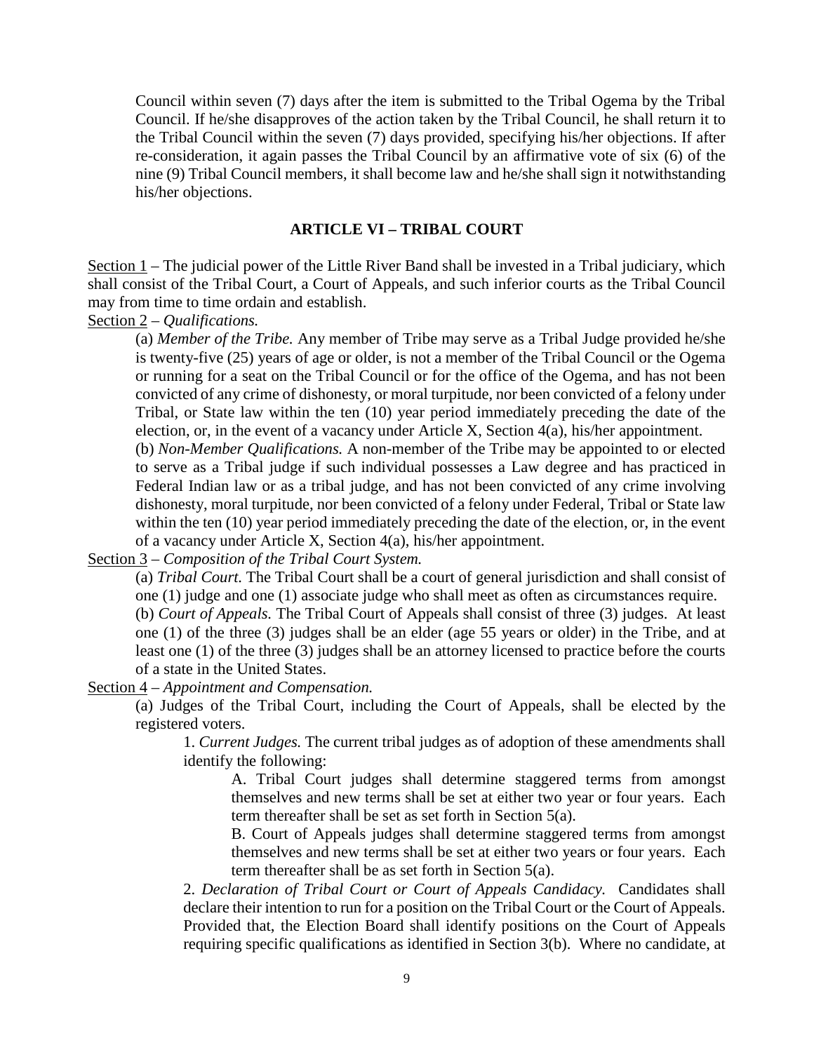Council within seven (7) days after the item is submitted to the Tribal Ogema by the Tribal Council. If he/she disapproves of the action taken by the Tribal Council, he shall return it to the Tribal Council within the seven (7) days provided, specifying his/her objections. If after re-consideration, it again passes the Tribal Council by an affirmative vote of six (6) of the nine (9) Tribal Council members, it shall become law and he/she shall sign it notwithstanding his/her objections.

## ARTICLE VI – TRIBAL COURT

Section 1 – The judicial power of the Little River Band shall be invested in a Tribal judiciary, which shall consist of the Tribal Court, a Court of Appeals, and such inferior courts as the Tribal Council may from time to time ordain and establish.

Section 2 – *Qualifications.*

(a) *Member of the Tribe.* Any member of Tribe may serve as a Tribal Judge provided he/she is twenty-five (25) years of age or older, is not a member of the Tribal Council or the Ogema or running for a seat on the Tribal Council or for the office of the Ogema, and has not been convicted of any crime of dishonesty, or moral turpitude, nor been convicted of a felony under Tribal, or State law within the ten (10) year period immediately preceding the date of the election, or, in the event of a vacancy under Article X, Section 4(a), his/her appointment.

(b) *Non-Member Qualifications.* A non-member of the Tribe may be appointed to or elected to serve as a Tribal judge if such individual possesses a Law degree and has practiced in Federal Indian law or as a tribal judge, and has not been convicted of any crime involving dishonesty, moral turpitude, nor been convicted of a felony under Federal, Tribal or State law within the ten (10) year period immediately preceding the date of the election, or, in the event of a vacancy under Article X, Section 4(a), his/her appointment.

Section 3 – *Composition of the Tribal Court System.*

(a) *Tribal Court.* The Tribal Court shall be a court of general jurisdiction and shall consist of one (1) judge and one (1) associate judge who shall meet as often as circumstances require.

(b) *Court of Appeals.* The Tribal Court of Appeals shall consist of three (3) judges. At least one (1) of the three (3) judges shall be an elder (age 55 years or older) in the Tribe, and at least one (1) of the three (3) judges shall be an attorney licensed to practice before the courts of a state in the United States.

Section 4 – *Appointment and Compensation.*

(a) Judges of the Tribal Court, including the Court of Appeals, shall be elected by the registered voters.

1. *Current Judges.* The current tribal judges as of adoption of these amendments shall identify the following:

A. Tribal Court judges shall determine staggered terms from amongst themselves and new terms shall be set at either two year or four years. Each term thereafter shall be set as set forth in Section 5(a).

B. Court of Appeals judges shall determine staggered terms from amongst themselves and new terms shall be set at either two years or four years. Each term thereafter shall be as set forth in Section 5(a).

2. *Declaration of Tribal Court or Court of Appeals Candidacy.* Candidates shall declare their intention to run for a position on the Tribal Court or the Court of Appeals. Provided that, the Election Board shall identify positions on the Court of Appeals requiring specific qualifications as identified in Section 3(b). Where no candidate, at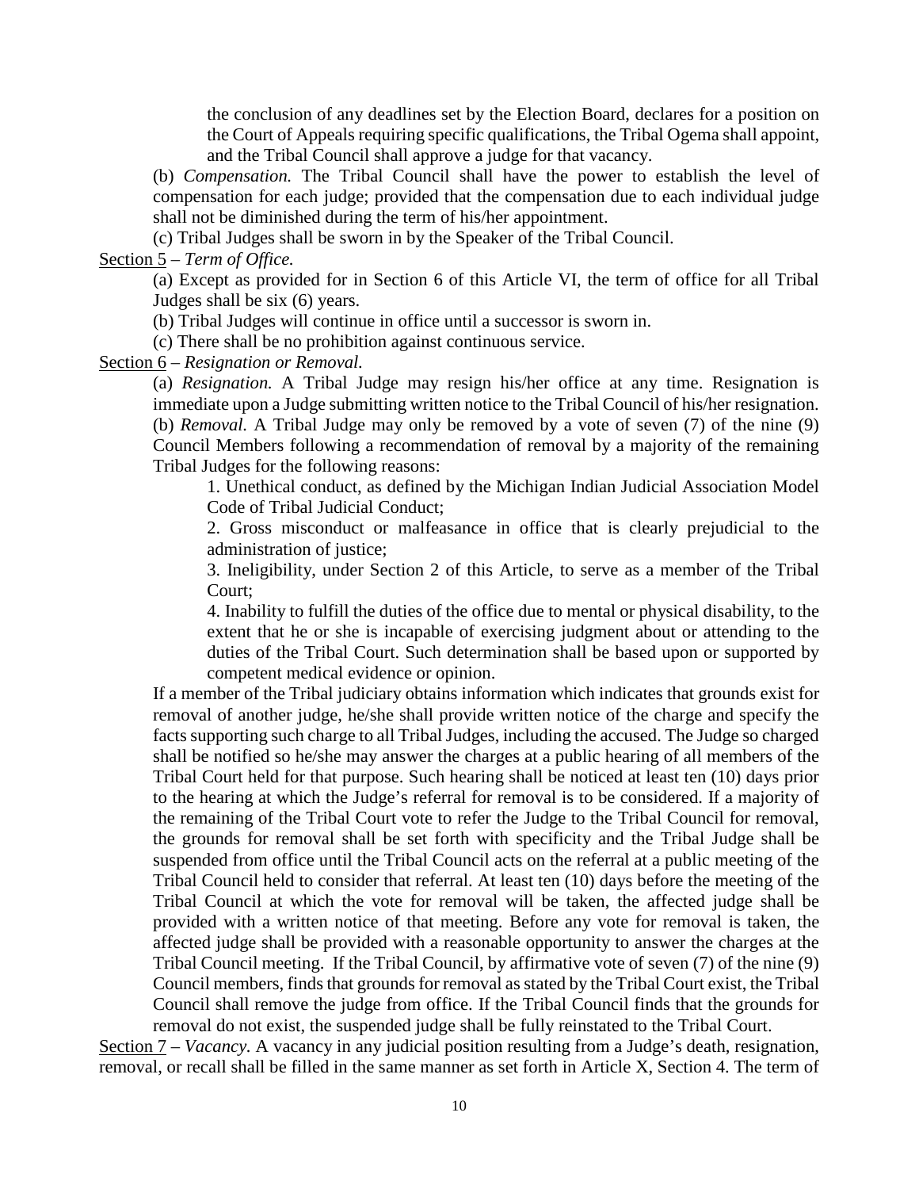the conclusion of any deadlines set by the Election Board, declares for a position on the Court of Appeals requiring specific qualifications, the Tribal Ogema shall appoint, and the Tribal Council shall approve a judge for that vacancy.

(b) *Compensation.* The Tribal Council shall have the power to establish the level of compensation for each judge; provided that the compensation due to each individual judge shall not be diminished during the term of his/her appointment.

(c) Tribal Judges shall be sworn in by the Speaker of the Tribal Council.

Section 5 – *Term of Office.*

(a) Except as provided for in Section 6 of this Article VI, the term of office for all Tribal Judges shall be six (6) years.

(b) Tribal Judges will continue in office until a successor is sworn in.

(c) There shall be no prohibition against continuous service.

Section 6 – *Resignation or Removal.*

(a) *Resignation.* A Tribal Judge may resign his/her office at any time. Resignation is immediate upon a Judge submitting written notice to the Tribal Council of his/her resignation.

(b) *Removal.* A Tribal Judge may only be removed by a vote of seven (7) of the nine (9) Council Members following a recommendation of removal by a majority of the remaining Tribal Judges for the following reasons:

1. Unethical conduct, as defined by the Michigan Indian Judicial Association Model Code of Tribal Judicial Conduct;
2. Gross misconduct or malfeasance in office that is clearly prejudicial to the administration of justice;
3. Ineligibility, under Section 2 of this Article, to serve as a member of the Tribal Court;
4. Inability to fulfill the duties of the office due to mental or physical disability, to the extent that he or she is incapable of exercising judgment about or attending to the duties of the Tribal Court. Such determination shall be based upon or supported by competent medical evidence or opinion.

If a member of the Tribal judiciary obtains information which indicates that grounds exist for removal of another judge, he/she shall provide written notice of the charge and specify the facts supporting such charge to all Tribal Judges, including the accused. The Judge so charged shall be notified so he/she may answer the charges at a public hearing of all members of the Tribal Court held for that purpose. Such hearing shall be noticed at least ten (10) days prior to the hearing at which the Judge's referral for removal is to be considered. If a majority of the remaining of the Tribal Court vote to refer the Judge to the Tribal Council for removal, the grounds for removal shall be set forth with specificity and the Tribal Judge shall be suspended from office until the Tribal Council acts on the referral at a public meeting of the Tribal Council held to consider that referral. At least ten (10) days before the meeting of the Tribal Council at which the vote for removal will be taken, the affected judge shall be provided with a written notice of that meeting. Before any vote for removal is taken, the affected judge shall be provided with a reasonable opportunity to answer the charges at the Tribal Council meeting. If the Tribal Council, by affirmative vote of seven (7) of the nine (9) Council members, finds that grounds for removal as stated by the Tribal Court exist, the Tribal Council shall remove the judge from office. If the Tribal Council finds that the grounds for removal do not exist, the suspended judge shall be fully reinstated to the Tribal Court.

Section 7 – *Vacancy.* A vacancy in any judicial position resulting from a Judge's death, resignation, removal, or recall shall be filled in the same manner as set forth in Article X, Section 4. The term of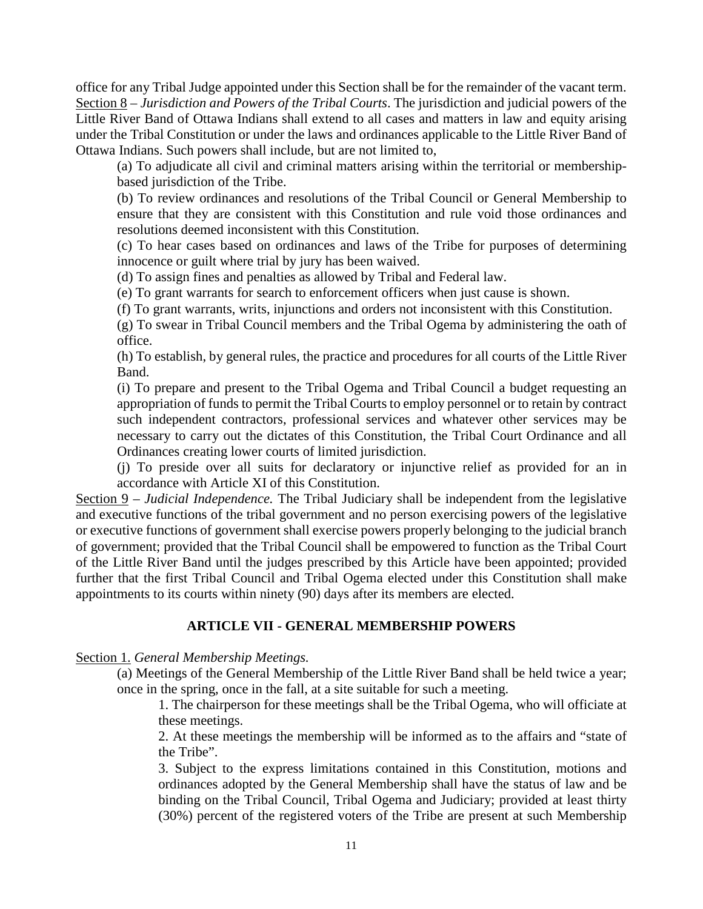office for any Tribal Judge appointed under this Section shall be for the remainder of the vacant term.

Section 8 – *Jurisdiction and Powers of the Tribal Courts*. The jurisdiction and judicial powers of the Little River Band of Ottawa Indians shall extend to all cases and matters in law and equity arising under the Tribal Constitution or under the laws and ordinances applicable to the Little River Band of Ottawa Indians. Such powers shall include, but are not limited to,

(a) To adjudicate all civil and criminal matters arising within the territorial or membership-based jurisdiction of the Tribe.

(b) To review ordinances and resolutions of the Tribal Council or General Membership to ensure that they are consistent with this Constitution and rule void those ordinances and resolutions deemed inconsistent with this Constitution.

(c) To hear cases based on ordinances and laws of the Tribe for purposes of determining innocence or guilt where trial by jury has been waived.

(d) To assign fines and penalties as allowed by Tribal and Federal law.

(e) To grant warrants for search to enforcement officers when just cause is shown.

(f) To grant warrants, writs, injunctions and orders not inconsistent with this Constitution.

(g) To swear in Tribal Council members and the Tribal Ogema by administering the oath of office.

(h) To establish, by general rules, the practice and procedures for all courts of the Little River Band.

(i) To prepare and present to the Tribal Ogema and Tribal Council a budget requesting an appropriation of funds to permit the Tribal Courts to employ personnel or to retain by contract such independent contractors, professional services and whatever other services may be necessary to carry out the dictates of this Constitution, the Tribal Court Ordinance and all Ordinances creating lower courts of limited jurisdiction.

(j) To preside over all suits for declaratory or injunctive relief as provided for an in accordance with Article XI of this Constitution.

Section 9 – *Judicial Independence.* The Tribal Judiciary shall be independent from the legislative and executive functions of the tribal government and no person exercising powers of the legislative or executive functions of government shall exercise powers properly belonging to the judicial branch of government; provided that the Tribal Council shall be empowered to function as the Tribal Court of the Little River Band until the judges prescribed by this Article have been appointed; provided further that the first Tribal Council and Tribal Ogema elected under this Constitution shall make appointments to its courts within ninety (90) days after its members are elected.

## ARTICLE VII - GENERAL MEMBERSHIP POWERS

Section 1. *General Membership Meetings.*

(a) Meetings of the General Membership of the Little River Band shall be held twice a year; once in the spring, once in the fall, at a site suitable for such a meeting.

1. The chairperson for these meetings shall be the Tribal Ogema, who will officiate at these meetings.

2. At these meetings the membership will be informed as to the affairs and "state of the Tribe".

3. Subject to the express limitations contained in this Constitution, motions and ordinances adopted by the General Membership shall have the status of law and be binding on the Tribal Council, Tribal Ogema and Judiciary; provided at least thirty (30%) percent of the registered voters of the Tribe are present at such Membership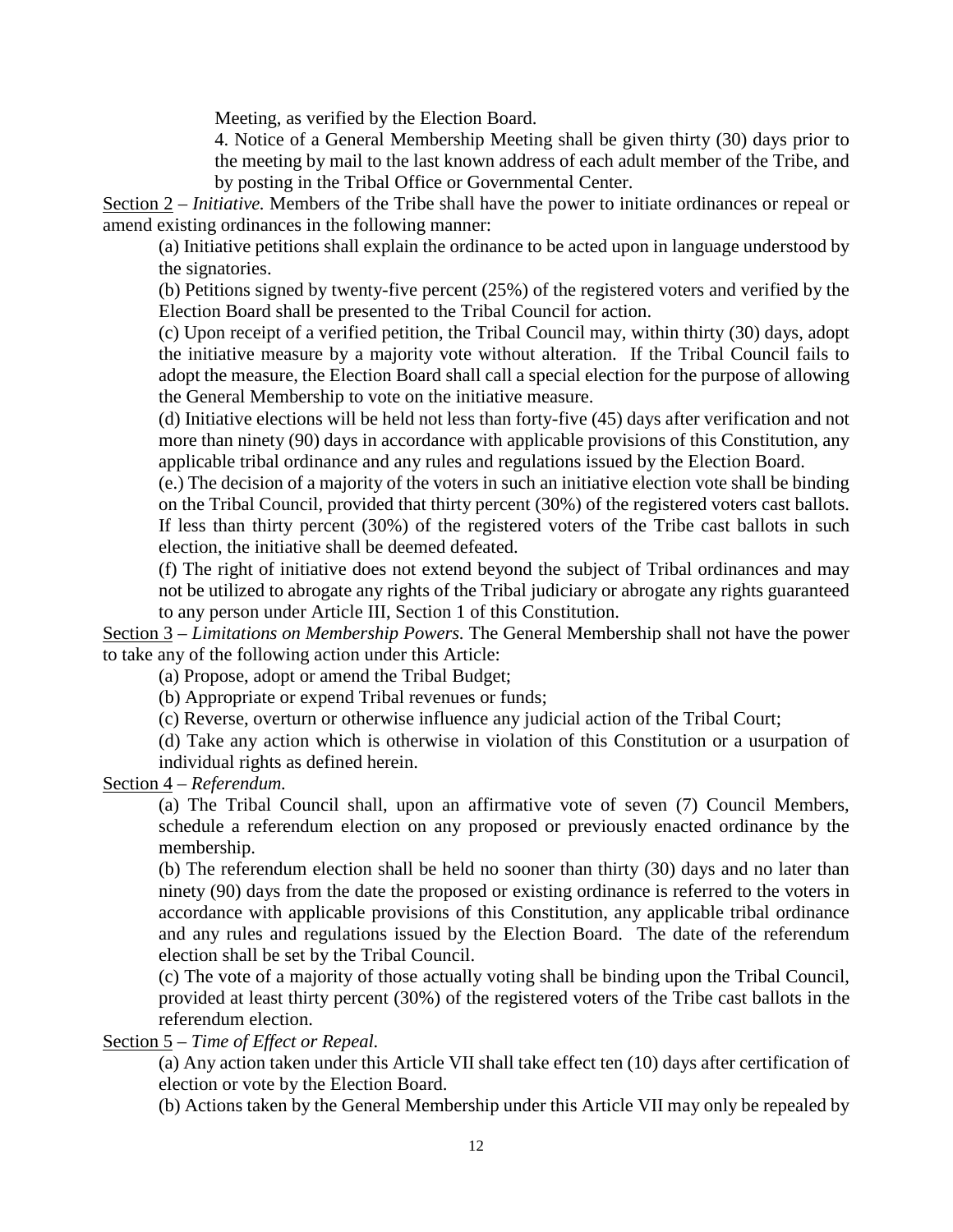Meeting, as verified by the Election Board.

4. Notice of a General Membership Meeting shall be given thirty (30) days prior to the meeting by mail to the last known address of each adult member of the Tribe, and by posting in the Tribal Office or Governmental Center.

Section 2 – *Initiative.* Members of the Tribe shall have the power to initiate ordinances or repeal or amend existing ordinances in the following manner:

(a) Initiative petitions shall explain the ordinance to be acted upon in language understood by the signatories.

(b) Petitions signed by twenty-five percent (25%) of the registered voters and verified by the Election Board shall be presented to the Tribal Council for action.

(c) Upon receipt of a verified petition, the Tribal Council may, within thirty (30) days, adopt the initiative measure by a majority vote without alteration. If the Tribal Council fails to adopt the measure, the Election Board shall call a special election for the purpose of allowing the General Membership to vote on the initiative measure.

(d) Initiative elections will be held not less than forty-five (45) days after verification and not more than ninety (90) days in accordance with applicable provisions of this Constitution, any applicable tribal ordinance and any rules and regulations issued by the Election Board.

(e.) The decision of a majority of the voters in such an initiative election vote shall be binding on the Tribal Council, provided that thirty percent (30%) of the registered voters cast ballots. If less than thirty percent (30%) of the registered voters of the Tribe cast ballots in such election, the initiative shall be deemed defeated.

(f) The right of initiative does not extend beyond the subject of Tribal ordinances and may not be utilized to abrogate any rights of the Tribal judiciary or abrogate any rights guaranteed to any person under Article III, Section 1 of this Constitution.

Section 3 – *Limitations on Membership Powers.* The General Membership shall not have the power to take any of the following action under this Article:

(a) Propose, adopt or amend the Tribal Budget;

(b) Appropriate or expend Tribal revenues or funds;

(c) Reverse, overturn or otherwise influence any judicial action of the Tribal Court;

(d) Take any action which is otherwise in violation of this Constitution or a usurpation of individual rights as defined herein.

Section 4 – *Referendum.*

(a) The Tribal Council shall, upon an affirmative vote of seven (7) Council Members, schedule a referendum election on any proposed or previously enacted ordinance by the membership.

(b) The referendum election shall be held no sooner than thirty (30) days and no later than ninety (90) days from the date the proposed or existing ordinance is referred to the voters in accordance with applicable provisions of this Constitution, any applicable tribal ordinance and any rules and regulations issued by the Election Board. The date of the referendum election shall be set by the Tribal Council.

(c) The vote of a majority of those actually voting shall be binding upon the Tribal Council, provided at least thirty percent (30%) of the registered voters of the Tribe cast ballots in the referendum election.

Section 5 – *Time of Effect or Repeal.*

(a) Any action taken under this Article VII shall take effect ten (10) days after certification of election or vote by the Election Board.

(b) Actions taken by the General Membership under this Article VII may only be repealed by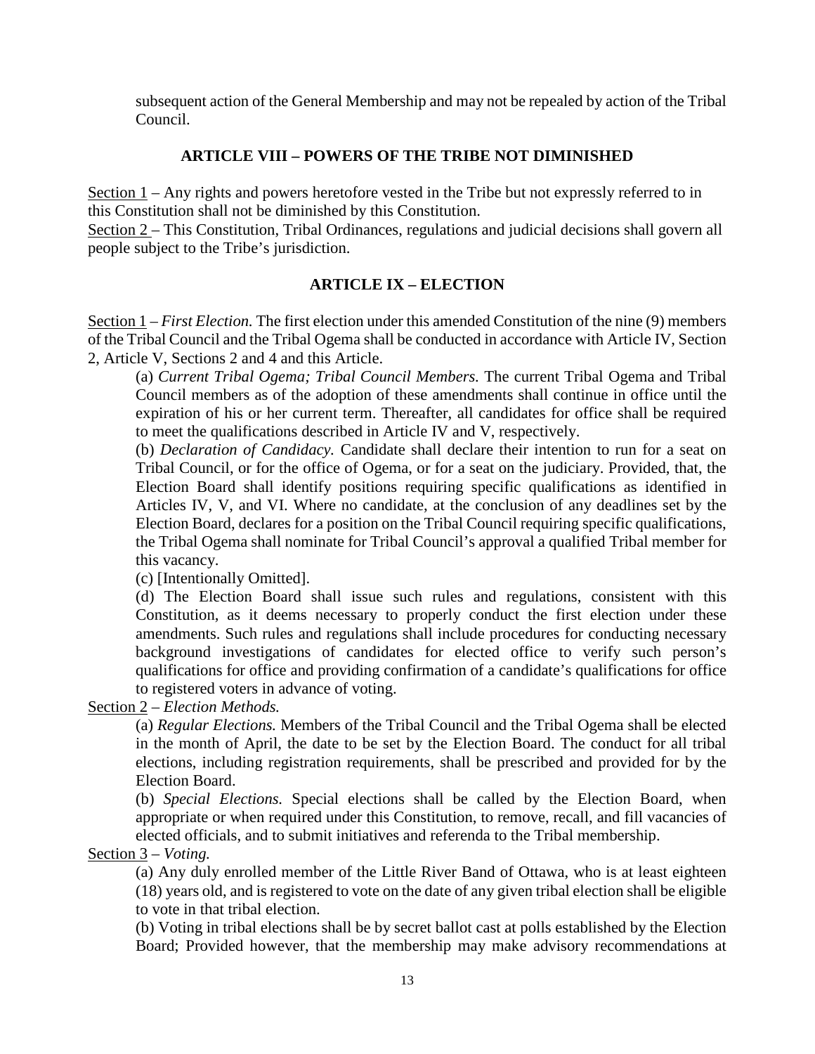subsequent action of the General Membership and may not be repealed by action of the Tribal Council.

## ARTICLE VIII – POWERS OF THE TRIBE NOT DIMINISHED

Section 1 – Any rights and powers heretofore vested in the Tribe but not expressly referred to in this Constitution shall not be diminished by this Constitution.

Section 2 – This Constitution, Tribal Ordinances, regulations and judicial decisions shall govern all people subject to the Tribe's jurisdiction.

## ARTICLE IX – ELECTION

Section 1 – *First Election.* The first election under this amended Constitution of the nine (9) members of the Tribal Council and the Tribal Ogema shall be conducted in accordance with Article IV, Section 2, Article V, Sections 2 and 4 and this Article.

(a) *Current Tribal Ogema; Tribal Council Members.* The current Tribal Ogema and Tribal Council members as of the adoption of these amendments shall continue in office until the expiration of his or her current term. Thereafter, all candidates for office shall be required to meet the qualifications described in Article IV and V, respectively.

(b) *Declaration of Candidacy.* Candidate shall declare their intention to run for a seat on Tribal Council, or for the office of Ogema, or for a seat on the judiciary. Provided, that, the Election Board shall identify positions requiring specific qualifications as identified in Articles IV, V, and VI. Where no candidate, at the conclusion of any deadlines set by the Election Board, declares for a position on the Tribal Council requiring specific qualifications, the Tribal Ogema shall nominate for Tribal Council's approval a qualified Tribal member for this vacancy.

(c) [Intentionally Omitted].

(d) The Election Board shall issue such rules and regulations, consistent with this Constitution, as it deems necessary to properly conduct the first election under these amendments. Such rules and regulations shall include procedures for conducting necessary background investigations of candidates for elected office to verify such person's qualifications for office and providing confirmation of a candidate's qualifications for office to registered voters in advance of voting.

Section 2 – *Election Methods.*

(a) *Regular Elections.* Members of the Tribal Council and the Tribal Ogema shall be elected in the month of April, the date to be set by the Election Board. The conduct for all tribal elections, including registration requirements, shall be prescribed and provided for by the Election Board.

(b) *Special Elections.* Special elections shall be called by the Election Board, when appropriate or when required under this Constitution, to remove, recall, and fill vacancies of elected officials, and to submit initiatives and referenda to the Tribal membership.

Section 3 – *Voting.*

(a) Any duly enrolled member of the Little River Band of Ottawa, who is at least eighteen (18) years old, and is registered to vote on the date of any given tribal election shall be eligible to vote in that tribal election.

(b) Voting in tribal elections shall be by secret ballot cast at polls established by the Election Board; Provided however, that the membership may make advisory recommendations at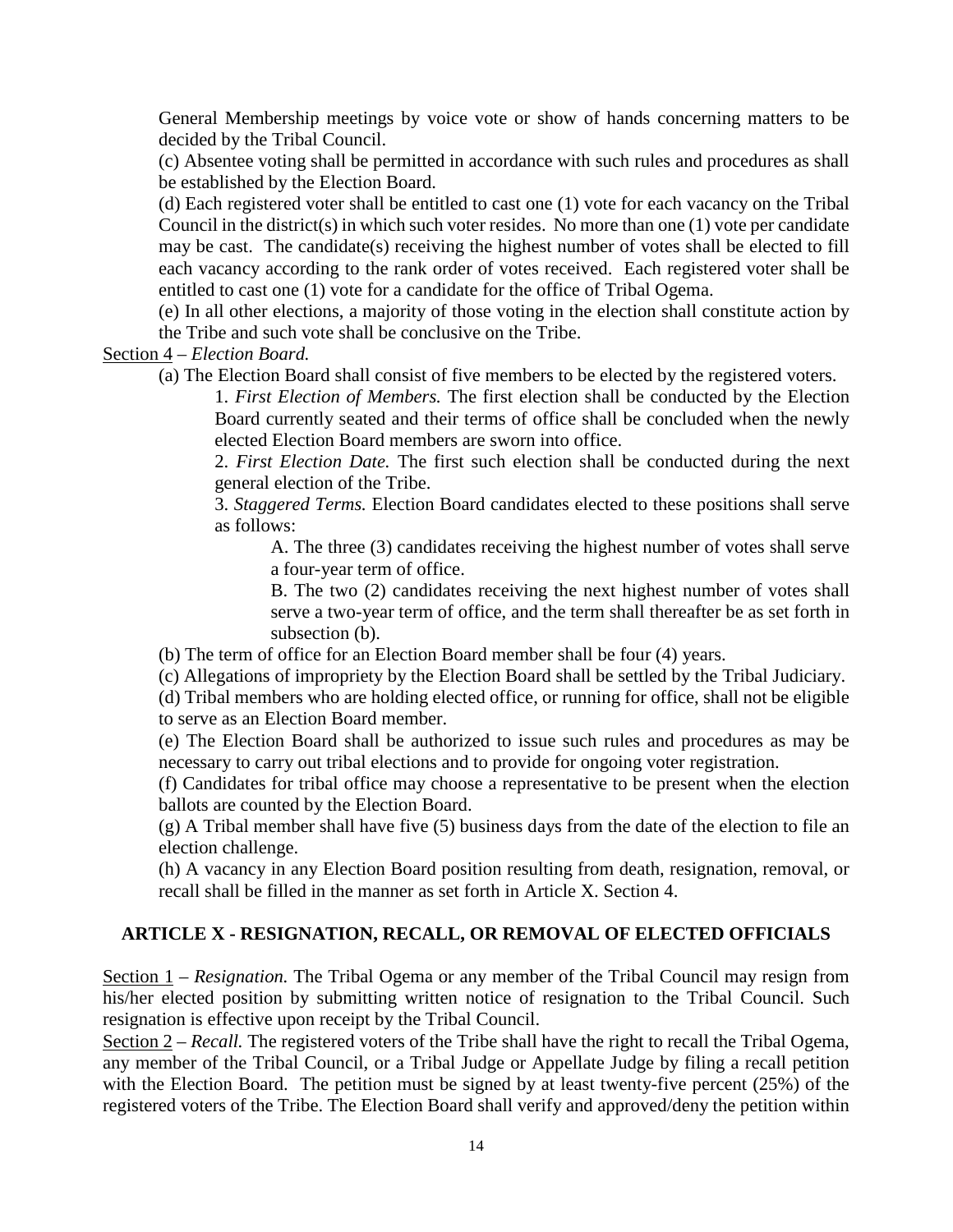General Membership meetings by voice vote or show of hands concerning matters to be decided by the Tribal Council.

(c) Absentee voting shall be permitted in accordance with such rules and procedures as shall be established by the Election Board.

(d) Each registered voter shall be entitled to cast one (1) vote for each vacancy on the Tribal Council in the district(s) in which such voter resides. No more than one (1) vote per candidate may be cast. The candidate(s) receiving the highest number of votes shall be elected to fill each vacancy according to the rank order of votes received. Each registered voter shall be entitled to cast one (1) vote for a candidate for the office of Tribal Ogema.

(e) In all other elections, a majority of those voting in the election shall constitute action by the Tribe and such vote shall be conclusive on the Tribe.

Section 4 – *Election Board.*

(a) The Election Board shall consist of five members to be elected by the registered voters.

1. *First Election of Members.* The first election shall be conducted by the Election Board currently seated and their terms of office shall be concluded when the newly elected Election Board members are sworn into office.

2. *First Election Date.* The first such election shall be conducted during the next general election of the Tribe.

3. *Staggered Terms.* Election Board candidates elected to these positions shall serve as follows:

A. The three (3) candidates receiving the highest number of votes shall serve a four-year term of office.

B. The two (2) candidates receiving the next highest number of votes shall serve a two-year term of office, and the term shall thereafter be as set forth in subsection (b).

(b) The term of office for an Election Board member shall be four (4) years.

(c) Allegations of impropriety by the Election Board shall be settled by the Tribal Judiciary.

(d) Tribal members who are holding elected office, or running for office, shall not be eligible to serve as an Election Board member.

(e) The Election Board shall be authorized to issue such rules and procedures as may be necessary to carry out tribal elections and to provide for ongoing voter registration.

(f) Candidates for tribal office may choose a representative to be present when the election ballots are counted by the Election Board.

(g) A Tribal member shall have five (5) business days from the date of the election to file an election challenge.

(h) A vacancy in any Election Board position resulting from death, resignation, removal, or recall shall be filled in the manner as set forth in Article X. Section 4.

## ARTICLE X - RESIGNATION, RECALL, OR REMOVAL OF ELECTED OFFICIALS

Section 1 – *Resignation.* The Tribal Ogema or any member of the Tribal Council may resign from his/her elected position by submitting written notice of resignation to the Tribal Council. Such resignation is effective upon receipt by the Tribal Council.

Section 2 – *Recall.* The registered voters of the Tribe shall have the right to recall the Tribal Ogema, any member of the Tribal Council, or a Tribal Judge or Appellate Judge by filing a recall petition with the Election Board. The petition must be signed by at least twenty-five percent (25%) of the registered voters of the Tribe. The Election Board shall verify and approved/deny the petition within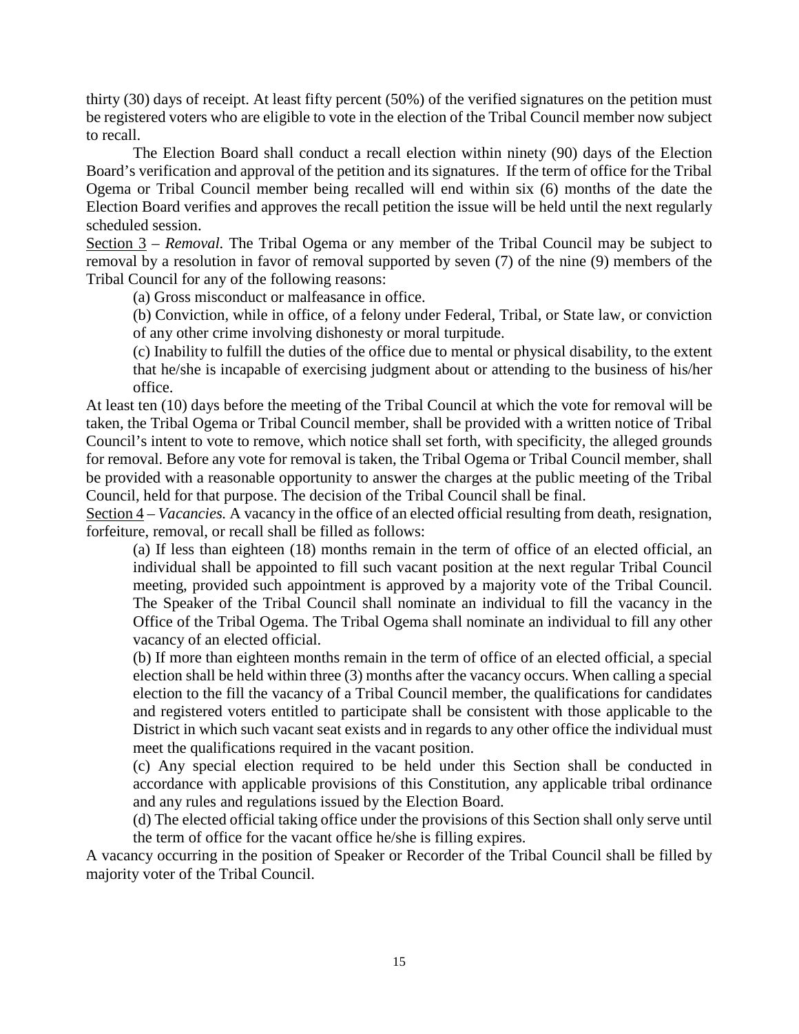thirty (30) days of receipt. At least fifty percent (50%) of the verified signatures on the petition must be registered voters who are eligible to vote in the election of the Tribal Council member now subject to recall.

The Election Board shall conduct a recall election within ninety (90) days of the Election Board's verification and approval of the petition and its signatures. If the term of office for the Tribal Ogema or Tribal Council member being recalled will end within six (6) months of the date the Election Board verifies and approves the recall petition the issue will be held until the next regularly scheduled session.

Section 3 – *Removal.* The Tribal Ogema or any member of the Tribal Council may be subject to removal by a resolution in favor of removal supported by seven (7) of the nine (9) members of the Tribal Council for any of the following reasons:

(a) Gross misconduct or malfeasance in office.

(b) Conviction, while in office, of a felony under Federal, Tribal, or State law, or conviction of any other crime involving dishonesty or moral turpitude.

(c) Inability to fulfill the duties of the office due to mental or physical disability, to the extent that he/she is incapable of exercising judgment about or attending to the business of his/her office.

At least ten (10) days before the meeting of the Tribal Council at which the vote for removal will be taken, the Tribal Ogema or Tribal Council member, shall be provided with a written notice of Tribal Council's intent to vote to remove, which notice shall set forth, with specificity, the alleged grounds for removal. Before any vote for removal is taken, the Tribal Ogema or Tribal Council member, shall be provided with a reasonable opportunity to answer the charges at the public meeting of the Tribal Council, held for that purpose. The decision of the Tribal Council shall be final.

Section 4 – *Vacancies.* A vacancy in the office of an elected official resulting from death, resignation, forfeiture, removal, or recall shall be filled as follows:

(a) If less than eighteen (18) months remain in the term of office of an elected official, an individual shall be appointed to fill such vacant position at the next regular Tribal Council meeting, provided such appointment is approved by a majority vote of the Tribal Council. The Speaker of the Tribal Council shall nominate an individual to fill the vacancy in the Office of the Tribal Ogema. The Tribal Ogema shall nominate an individual to fill any other vacancy of an elected official.

(b) If more than eighteen months remain in the term of office of an elected official, a special election shall be held within three (3) months after the vacancy occurs. When calling a special election to the fill the vacancy of a Tribal Council member, the qualifications for candidates and registered voters entitled to participate shall be consistent with those applicable to the District in which such vacant seat exists and in regards to any other office the individual must meet the qualifications required in the vacant position.

(c) Any special election required to be held under this Section shall be conducted in accordance with applicable provisions of this Constitution, any applicable tribal ordinance and any rules and regulations issued by the Election Board.

(d) The elected official taking office under the provisions of this Section shall only serve until the term of office for the vacant office he/she is filling expires.

A vacancy occurring in the position of Speaker or Recorder of the Tribal Council shall be filled by majority voter of the Tribal Council.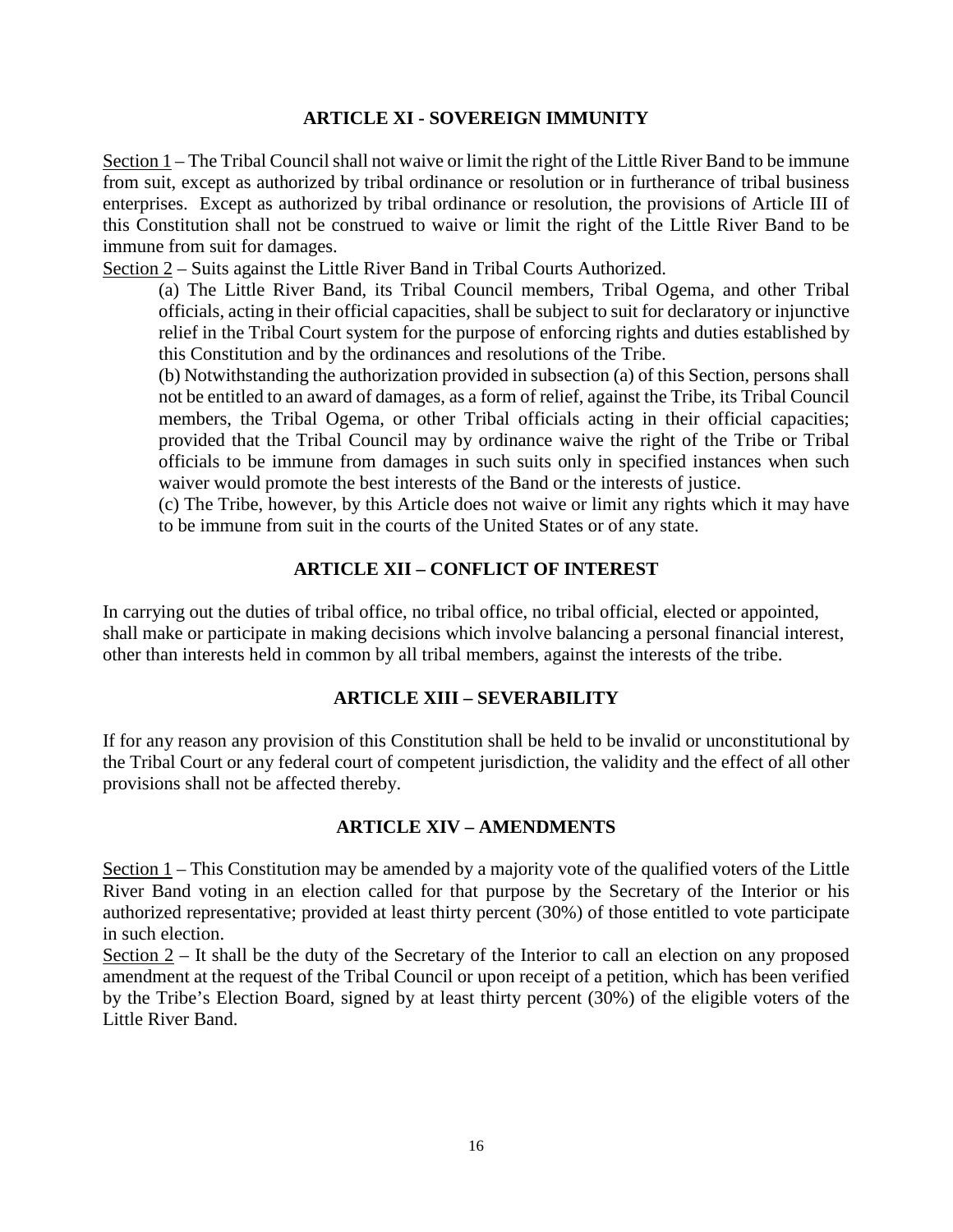## ARTICLE XI - SOVEREIGN IMMUNITY

Section 1 – The Tribal Council shall not waive or limit the right of the Little River Band to be immune from suit, except as authorized by tribal ordinance or resolution or in furtherance of tribal business enterprises. Except as authorized by tribal ordinance or resolution, the provisions of Article III of this Constitution shall not be construed to waive or limit the right of the Little River Band to be immune from suit for damages.

Section 2 – Suits against the Little River Band in Tribal Courts Authorized.

(a) The Little River Band, its Tribal Council members, Tribal Ogema, and other Tribal officials, acting in their official capacities, shall be subject to suit for declaratory or injunctive relief in the Tribal Court system for the purpose of enforcing rights and duties established by this Constitution and by the ordinances and resolutions of the Tribe.

(b) Notwithstanding the authorization provided in subsection (a) of this Section, persons shall not be entitled to an award of damages, as a form of relief, against the Tribe, its Tribal Council members, the Tribal Ogema, or other Tribal officials acting in their official capacities; provided that the Tribal Council may by ordinance waive the right of the Tribe or Tribal officials to be immune from damages in such suits only in specified instances when such waiver would promote the best interests of the Band or the interests of justice.

(c) The Tribe, however, by this Article does not waive or limit any rights which it may have to be immune from suit in the courts of the United States or of any state.

## ARTICLE XII – CONFLICT OF INTEREST

In carrying out the duties of tribal office, no tribal office, no tribal official, elected or appointed, shall make or participate in making decisions which involve balancing a personal financial interest, other than interests held in common by all tribal members, against the interests of the tribe.

## ARTICLE XIII – SEVERABILITY

If for any reason any provision of this Constitution shall be held to be invalid or unconstitutional by the Tribal Court or any federal court of competent jurisdiction, the validity and the effect of all other provisions shall not be affected thereby.

## ARTICLE XIV – AMENDMENTS

Section 1 – This Constitution may be amended by a majority vote of the qualified voters of the Little River Band voting in an election called for that purpose by the Secretary of the Interior or his authorized representative; provided at least thirty percent (30%) of those entitled to vote participate in such election.

Section 2 – It shall be the duty of the Secretary of the Interior to call an election on any proposed amendment at the request of the Tribal Council or upon receipt of a petition, which has been verified by the Tribe's Election Board, signed by at least thirty percent (30%) of the eligible voters of the Little River Band.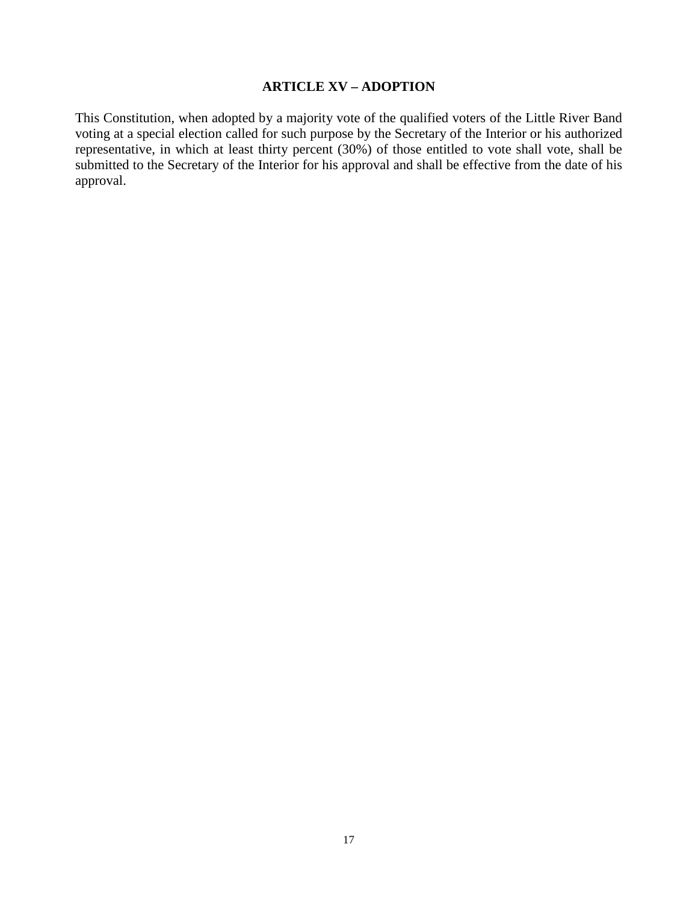## ARTICLE XV – ADOPTION

This Constitution, when adopted by a majority vote of the qualified voters of the Little River Band voting at a special election called for such purpose by the Secretary of the Interior or his authorized representative, in which at least thirty percent (30%) of those entitled to vote shall vote, shall be submitted to the Secretary of the Interior for his approval and shall be effective from the date of his approval.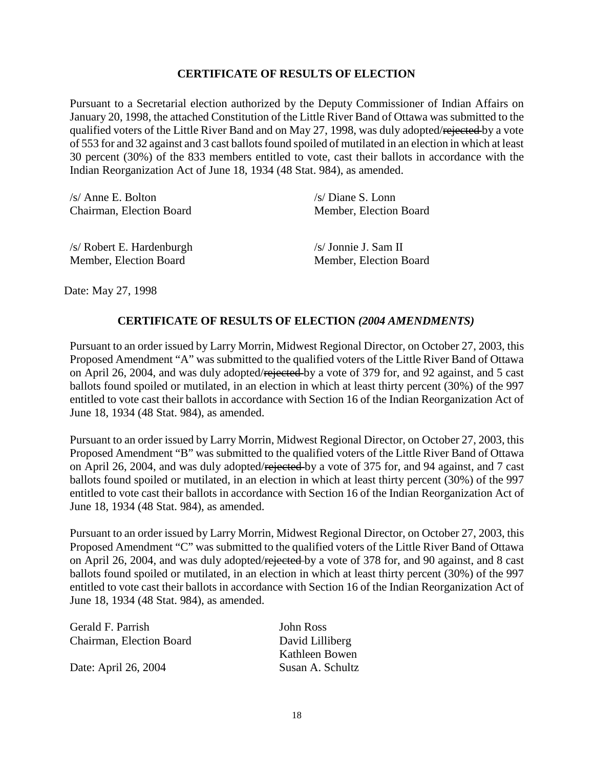## CERTIFICATE OF RESULTS OF ELECTION

Pursuant to a Secretarial election authorized by the Deputy Commissioner of Indian Affairs on January 20, 1998, the attached Constitution of the Little River Band of Ottawa was submitted to the qualified voters of the Little River Band and on May 27, 1998, was duly adopted/~~rejected~~ by a vote of 553 for and 32 against and 3 cast ballots found spoiled of mutilated in an election in which at least 30 percent (30%) of the 833 members entitled to vote, cast their ballots in accordance with the Indian Reorganization Act of June 18, 1934 (48 Stat. 984), as amended.

/s/ Anne E. Bolton
Chairman, Election Board

/s/ Diane S. Lonn
Member, Election Board

/s/ Robert E. Hardenburgh
Member, Election Board

/s/ Jonnie J. Sam II
Member, Election Board

Date: May 27, 1998

## CERTIFICATE OF RESULTS OF ELECTION *(2004 AMENDMENTS)*

Pursuant to an order issued by Larry Morrin, Midwest Regional Director, on October 27, 2003, this Proposed Amendment "A" was submitted to the qualified voters of the Little River Band of Ottawa on April 26, 2004, and was duly adopted/~~rejected~~ by a vote of 379 for, and 92 against, and 5 cast ballots found spoiled or mutilated, in an election in which at least thirty percent (30%) of the 997 entitled to vote cast their ballots in accordance with Section 16 of the Indian Reorganization Act of June 18, 1934 (48 Stat. 984), as amended.

Pursuant to an order issued by Larry Morrin, Midwest Regional Director, on October 27, 2003, this Proposed Amendment "B" was submitted to the qualified voters of the Little River Band of Ottawa on April 26, 2004, and was duly adopted/~~rejected~~ by a vote of 375 for, and 94 against, and 7 cast ballots found spoiled or mutilated, in an election in which at least thirty percent (30%) of the 997 entitled to vote cast their ballots in accordance with Section 16 of the Indian Reorganization Act of June 18, 1934 (48 Stat. 984), as amended.

Pursuant to an order issued by Larry Morrin, Midwest Regional Director, on October 27, 2003, this Proposed Amendment "C" was submitted to the qualified voters of the Little River Band of Ottawa on April 26, 2004, and was duly adopted/~~rejected~~ by a vote of 378 for, and 90 against, and 8 cast ballots found spoiled or mutilated, in an election in which at least thirty percent (30%) of the 997 entitled to vote cast their ballots in accordance with Section 16 of the Indian Reorganization Act of June 18, 1934 (48 Stat. 984), as amended.

Gerald F. Parrish
Chairman, Election Board

Date: April 26, 2004

John Ross
David Lilliberg
Kathleen Bowen
Susan A. Schultz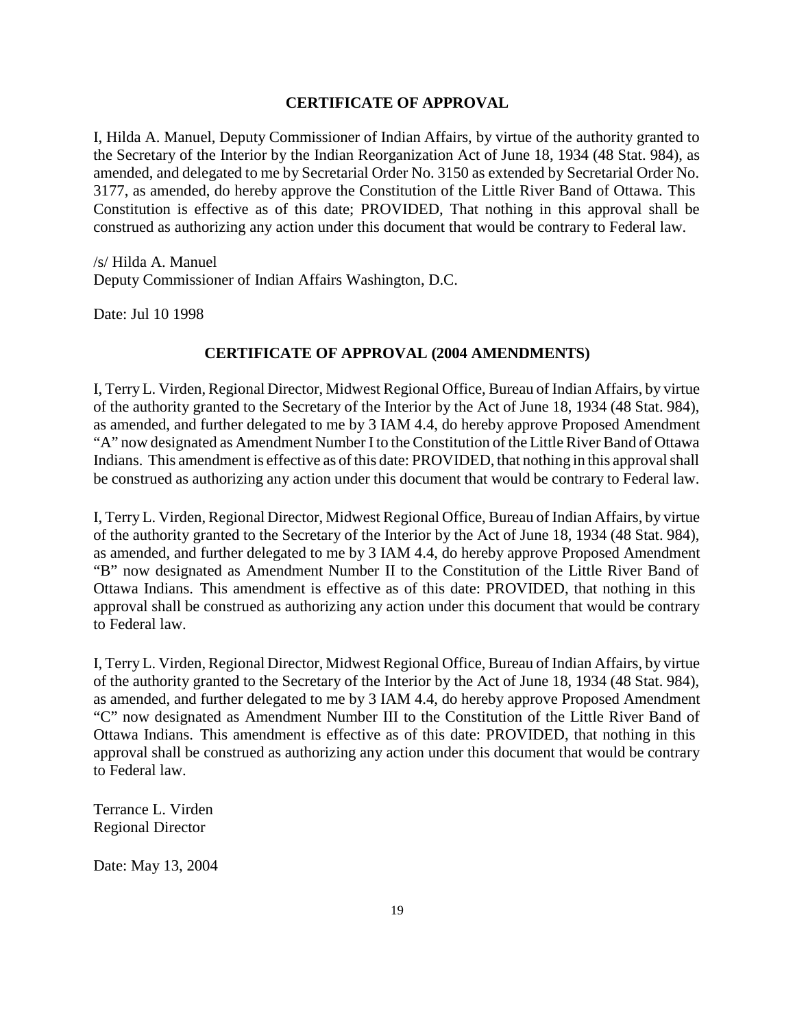## CERTIFICATE OF APPROVAL

I, Hilda A. Manuel, Deputy Commissioner of Indian Affairs, by virtue of the authority granted to the Secretary of the Interior by the Indian Reorganization Act of June 18, 1934 (48 Stat. 984), as amended, and delegated to me by Secretarial Order No. 3150 as extended by Secretarial Order No. 3177, as amended, do hereby approve the Constitution of the Little River Band of Ottawa. This Constitution is effective as of this date; PROVIDED, That nothing in this approval shall be construed as authorizing any action under this document that would be contrary to Federal law.

/s/ Hilda A. Manuel
Deputy Commissioner of Indian Affairs Washington, D.C.

Date: Jul 10 1998

## CERTIFICATE OF APPROVAL (2004 AMENDMENTS)

I, Terry L. Virden, Regional Director, Midwest Regional Office, Bureau of Indian Affairs, by virtue of the authority granted to the Secretary of the Interior by the Act of June 18, 1934 (48 Stat. 984), as amended, and further delegated to me by 3 IAM 4.4, do hereby approve Proposed Amendment "A" now designated as Amendment Number I to the Constitution of the Little River Band of Ottawa Indians. This amendment is effective as of this date: PROVIDED, that nothing in this approval shall be construed as authorizing any action under this document that would be contrary to Federal law.

I, Terry L. Virden, Regional Director, Midwest Regional Office, Bureau of Indian Affairs, by virtue of the authority granted to the Secretary of the Interior by the Act of June 18, 1934 (48 Stat. 984), as amended, and further delegated to me by 3 IAM 4.4, do hereby approve Proposed Amendment "B" now designated as Amendment Number II to the Constitution of the Little River Band of Ottawa Indians. This amendment is effective as of this date: PROVIDED, that nothing in this approval shall be construed as authorizing any action under this document that would be contrary to Federal law.

I, Terry L. Virden, Regional Director, Midwest Regional Office, Bureau of Indian Affairs, by virtue of the authority granted to the Secretary of the Interior by the Act of June 18, 1934 (48 Stat. 984), as amended, and further delegated to me by 3 IAM 4.4, do hereby approve Proposed Amendment "C" now designated as Amendment Number III to the Constitution of the Little River Band of Ottawa Indians. This amendment is effective as of this date: PROVIDED, that nothing in this approval shall be construed as authorizing any action under this document that would be contrary to Federal law.

Terrance L. Virden
Regional Director

Date: May 13, 2004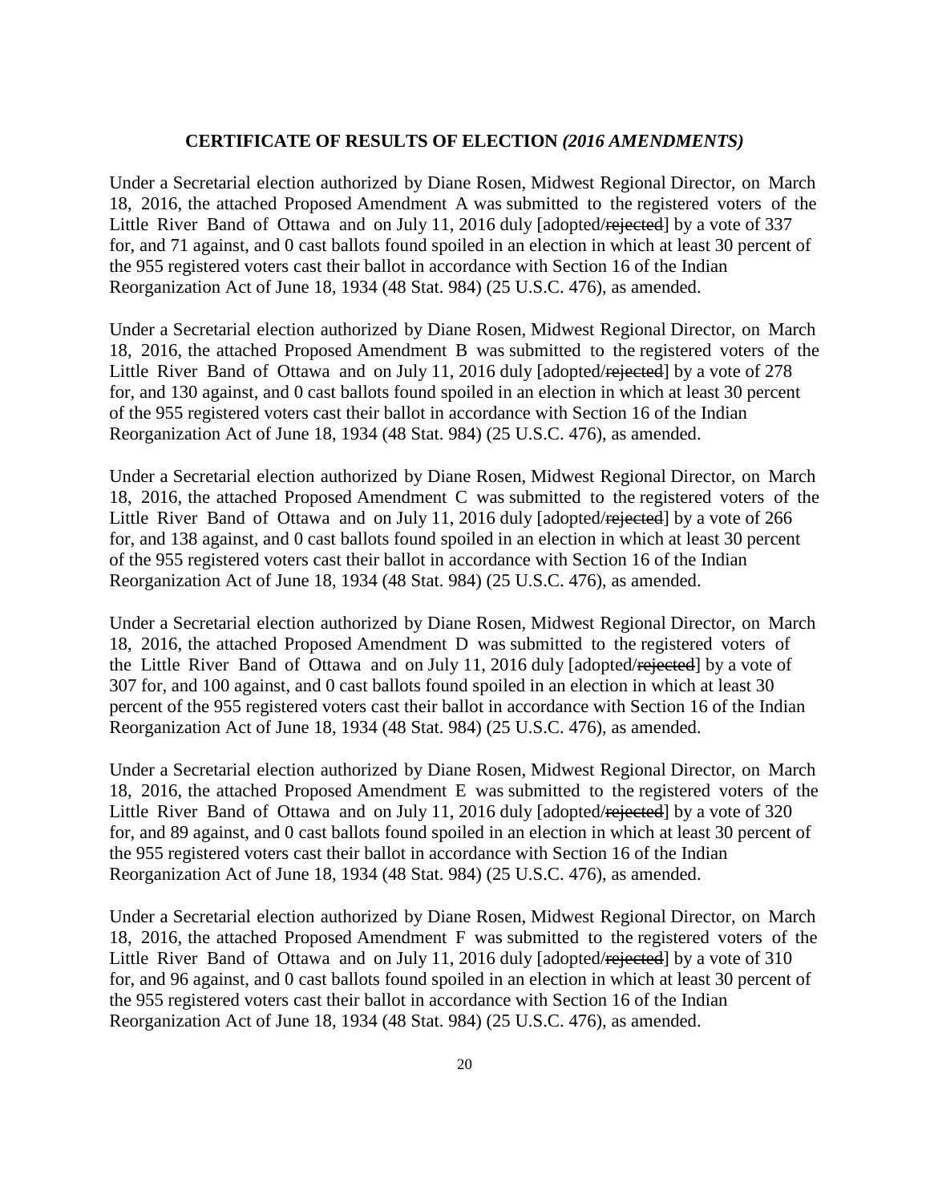**CERTIFICATE OF RESULTS OF ELECTION *(2016 AMENDMENTS)***

Under a Secretarial election authorized by Diane Rosen, Midwest Regional Director, on March 18, 2016, the attached Proposed Amendment A was submitted to the registered voters of the Little River Band of Ottawa and on July 11, 2016 duly [adopted/~~rejected~~] by a vote of 337 for, and 71 against, and 0 cast ballots found spoiled in an election in which at least 30 percent of the 955 registered voters cast their ballot in accordance with Section 16 of the Indian Reorganization Act of June 18, 1934 (48 Stat. 984) (25 U.S.C. 476), as amended.

Under a Secretarial election authorized by Diane Rosen, Midwest Regional Director, on March 18, 2016, the attached Proposed Amendment B was submitted to the registered voters of the Little River Band of Ottawa and on July 11, 2016 duly [adopted/~~rejected~~] by a vote of 278 for, and 130 against, and 0 cast ballots found spoiled in an election in which at least 30 percent of the 955 registered voters cast their ballot in accordance with Section 16 of the Indian Reorganization Act of June 18, 1934 (48 Stat. 984) (25 U.S.C. 476), as amended.

Under a Secretarial election authorized by Diane Rosen, Midwest Regional Director, on March 18, 2016, the attached Proposed Amendment C was submitted to the registered voters of the Little River Band of Ottawa and on July 11, 2016 duly [adopted/~~rejected~~] by a vote of 266 for, and 138 against, and 0 cast ballots found spoiled in an election in which at least 30 percent of the 955 registered voters cast their ballot in accordance with Section 16 of the Indian Reorganization Act of June 18, 1934 (48 Stat. 984) (25 U.S.C. 476), as amended.

Under a Secretarial election authorized by Diane Rosen, Midwest Regional Director, on March 18, 2016, the attached Proposed Amendment D was submitted to the registered voters of the Little River Band of Ottawa and on July 11, 2016 duly [adopted/~~rejected~~] by a vote of 307 for, and 100 against, and 0 cast ballots found spoiled in an election in which at least 30 percent of the 955 registered voters cast their ballot in accordance with Section 16 of the Indian Reorganization Act of June 18, 1934 (48 Stat. 984) (25 U.S.C. 476), as amended.

Under a Secretarial election authorized by Diane Rosen, Midwest Regional Director, on March 18, 2016, the attached Proposed Amendment E was submitted to the registered voters of the Little River Band of Ottawa and on July 11, 2016 duly [adopted/~~rejected~~] by a vote of 320 for, and 89 against, and 0 cast ballots found spoiled in an election in which at least 30 percent of the 955 registered voters cast their ballot in accordance with Section 16 of the Indian Reorganization Act of June 18, 1934 (48 Stat. 984) (25 U.S.C. 476), as amended.

Under a Secretarial election authorized by Diane Rosen, Midwest Regional Director, on March 18, 2016, the attached Proposed Amendment F was submitted to the registered voters of the Little River Band of Ottawa and on July 11, 2016 duly [adopted/~~rejected~~] by a vote of 310 for, and 96 against, and 0 cast ballots found spoiled in an election in which at least 30 percent of the 955 registered voters cast their ballot in accordance with Section 16 of the Indian Reorganization Act of June 18, 1934 (48 Stat. 984) (25 U.S.C. 476), as amended.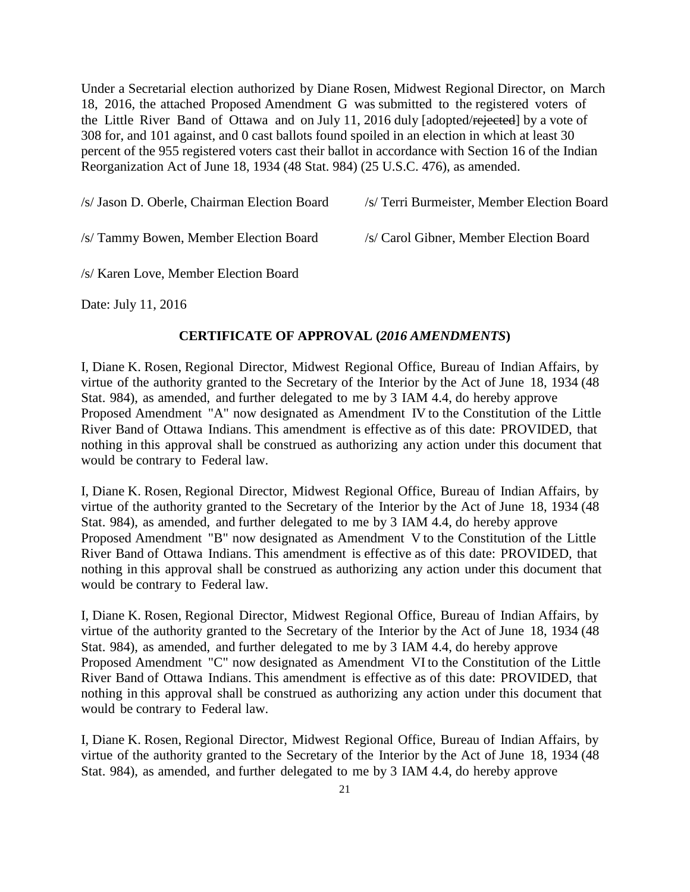Under a Secretarial election authorized by Diane Rosen, Midwest Regional Director, on March 18, 2016, the attached Proposed Amendment G was submitted to the registered voters of the Little River Band of Ottawa and on July 11, 2016 duly [adopted/~~rejected~~] by a vote of 308 for, and 101 against, and 0 cast ballots found spoiled in an election in which at least 30 percent of the 955 registered voters cast their ballot in accordance with Section 16 of the Indian Reorganization Act of June 18, 1934 (48 Stat. 984) (25 U.S.C. 476), as amended.

/s/ Jason D. Oberle, Chairman Election Board

/s/ Terri Burmeister, Member Election Board

/s/ Tammy Bowen, Member Election Board

/s/ Carol Gibner, Member Election Board

/s/ Karen Love, Member Election Board

Date: July 11, 2016

### CERTIFICATE OF APPROVAL (*2016 AMENDMENTS*)

I, Diane K. Rosen, Regional Director, Midwest Regional Office, Bureau of Indian Affairs, by virtue of the authority granted to the Secretary of the Interior by the Act of June 18, 1934 (48 Stat. 984), as amended, and further delegated to me by 3 IAM 4.4, do hereby approve Proposed Amendment "A" now designated as Amendment IV to the Constitution of the Little River Band of Ottawa Indians. This amendment is effective as of this date: PROVIDED, that nothing in this approval shall be construed as authorizing any action under this document that would be contrary to Federal law.

I, Diane K. Rosen, Regional Director, Midwest Regional Office, Bureau of Indian Affairs, by virtue of the authority granted to the Secretary of the Interior by the Act of June 18, 1934 (48 Stat. 984), as amended, and further delegated to me by 3 IAM 4.4, do hereby approve Proposed Amendment "B" now designated as Amendment V to the Constitution of the Little River Band of Ottawa Indians. This amendment is effective as of this date: PROVIDED, that nothing in this approval shall be construed as authorizing any action under this document that would be contrary to Federal law.

I, Diane K. Rosen, Regional Director, Midwest Regional Office, Bureau of Indian Affairs, by virtue of the authority granted to the Secretary of the Interior by the Act of June 18, 1934 (48 Stat. 984), as amended, and further delegated to me by 3 IAM 4.4, do hereby approve Proposed Amendment "C" now designated as Amendment VI to the Constitution of the Little River Band of Ottawa Indians. This amendment is effective as of this date: PROVIDED, that nothing in this approval shall be construed as authorizing any action under this document that would be contrary to Federal law.

I, Diane K. Rosen, Regional Director, Midwest Regional Office, Bureau of Indian Affairs, by virtue of the authority granted to the Secretary of the Interior by the Act of June 18, 1934 (48 Stat. 984), as amended, and further delegated to me by 3 IAM 4.4, do hereby approve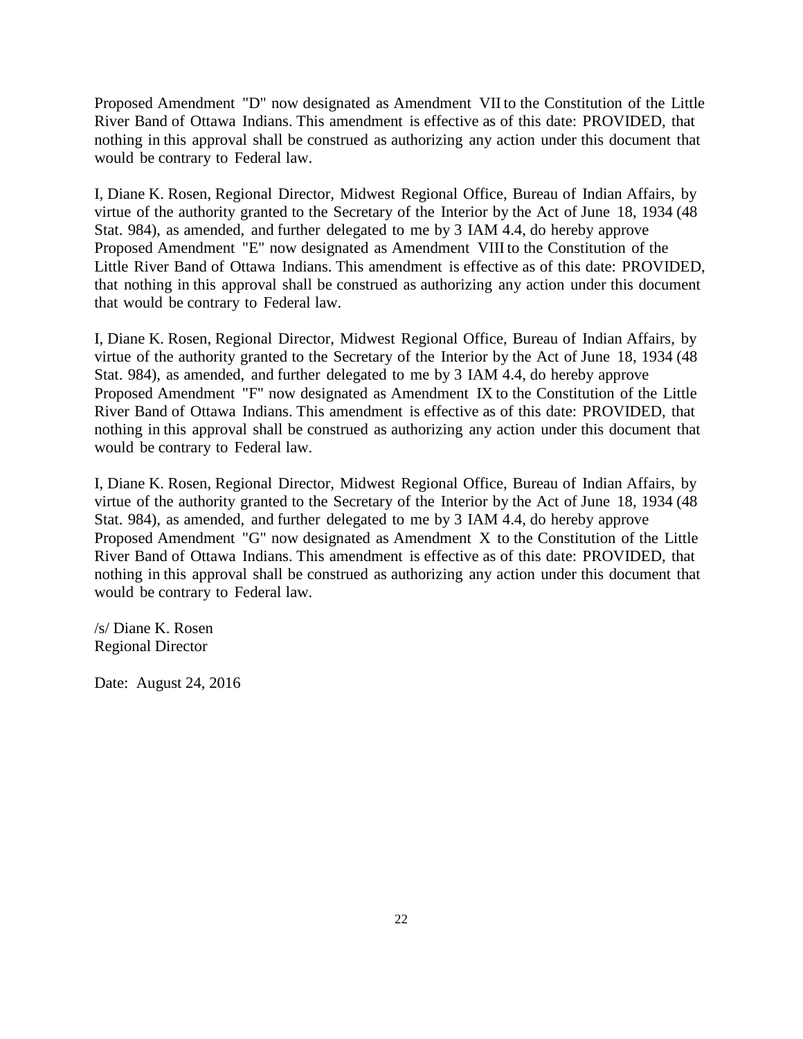Proposed Amendment "D" now designated as Amendment VII to the Constitution of the Little River Band of Ottawa Indians. This amendment is effective as of this date: PROVIDED, that nothing in this approval shall be construed as authorizing any action under this document that would be contrary to Federal law.

I, Diane K. Rosen, Regional Director, Midwest Regional Office, Bureau of Indian Affairs, by virtue of the authority granted to the Secretary of the Interior by the Act of June 18, 1934 (48 Stat. 984), as amended, and further delegated to me by 3 IAM 4.4, do hereby approve Proposed Amendment "E" now designated as Amendment VIII to the Constitution of the Little River Band of Ottawa Indians. This amendment is effective as of this date: PROVIDED, that nothing in this approval shall be construed as authorizing any action under this document that would be contrary to Federal law.

I, Diane K. Rosen, Regional Director, Midwest Regional Office, Bureau of Indian Affairs, by virtue of the authority granted to the Secretary of the Interior by the Act of June 18, 1934 (48 Stat. 984), as amended, and further delegated to me by 3 IAM 4.4, do hereby approve Proposed Amendment "F" now designated as Amendment IX to the Constitution of the Little River Band of Ottawa Indians. This amendment is effective as of this date: PROVIDED, that nothing in this approval shall be construed as authorizing any action under this document that would be contrary to Federal law.

I, Diane K. Rosen, Regional Director, Midwest Regional Office, Bureau of Indian Affairs, by virtue of the authority granted to the Secretary of the Interior by the Act of June 18, 1934 (48 Stat. 984), as amended, and further delegated to me by 3 IAM 4.4, do hereby approve Proposed Amendment "G" now designated as Amendment X to the Constitution of the Little River Band of Ottawa Indians. This amendment is effective as of this date: PROVIDED, that nothing in this approval shall be construed as authorizing any action under this document that would be contrary to Federal law.

/s/ Diane K. Rosen
Regional Director

Date: August 24, 2016